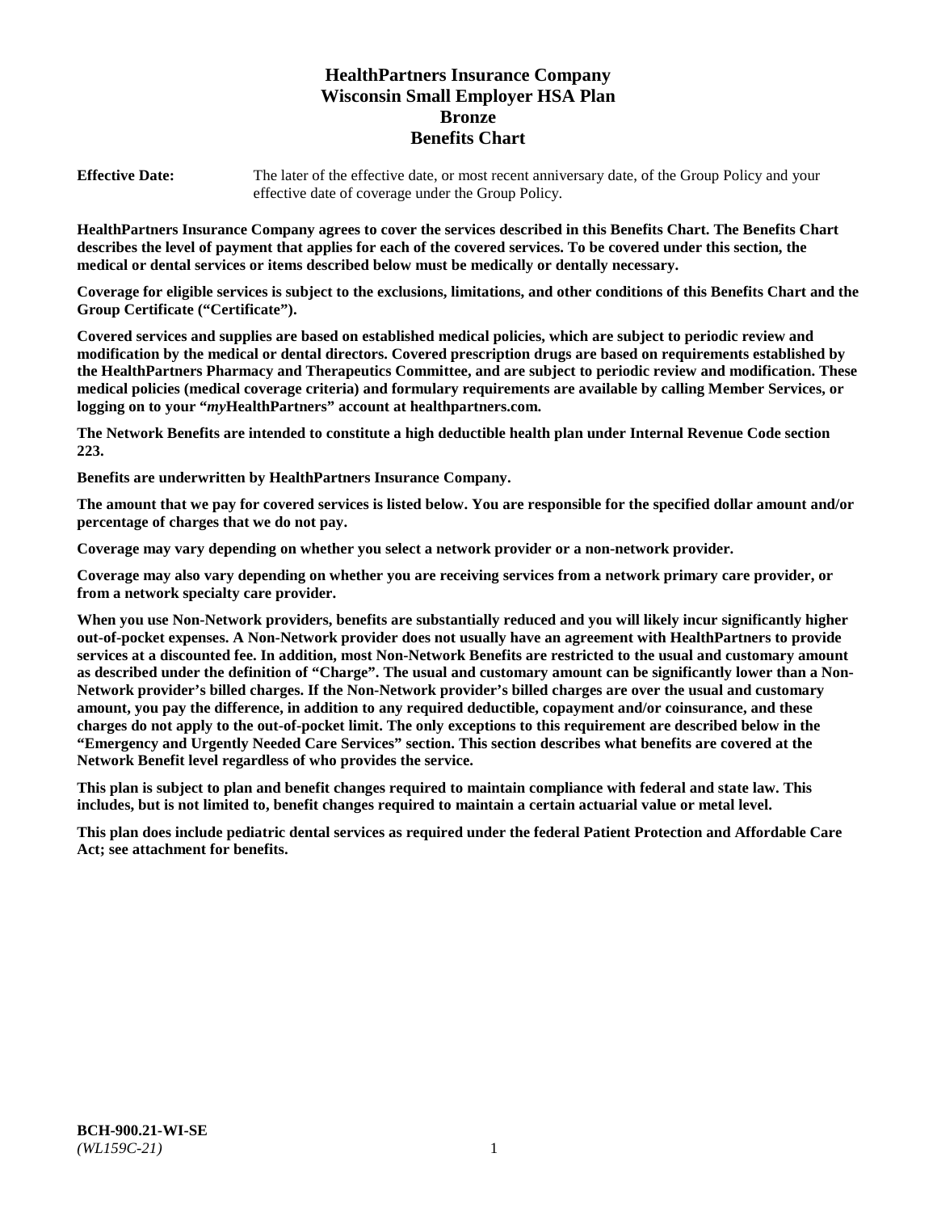# HealthPartners Insurance Company
# Wisconsin Small Employer HSA Plan
# Bronze
# Benefits Chart

**Effective Date:** The later of the effective date, or most recent anniversary date, of the Group Policy and your effective date of coverage under the Group Policy.

**HealthPartners Insurance Company agrees to cover the services described in this Benefits Chart. The Benefits Chart describes the level of payment that applies for each of the covered services. To be covered under this section, the medical or dental services or items described below must be medically or dentally necessary.**

**Coverage for eligible services is subject to the exclusions, limitations, and other conditions of this Benefits Chart and the Group Certificate ("Certificate").**

**Covered services and supplies are based on established medical policies, which are subject to periodic review and modification by the medical or dental directors. Covered prescription drugs are based on requirements established by the HealthPartners Pharmacy and Therapeutics Committee, and are subject to periodic review and modification. These medical policies (medical coverage criteria) and formulary requirements are available by calling Member Services, or logging on to your "*my*HealthPartners" account at healthpartners.com.**

**The Network Benefits are intended to constitute a high deductible health plan under Internal Revenue Code section 223.**

**Benefits are underwritten by HealthPartners Insurance Company.**

**The amount that we pay for covered services is listed below. You are responsible for the specified dollar amount and/or percentage of charges that we do not pay.**

**Coverage may vary depending on whether you select a network provider or a non-network provider.**

**Coverage may also vary depending on whether you are receiving services from a network primary care provider, or from a network specialty care provider.**

**When you use Non-Network providers, benefits are substantially reduced and you will likely incur significantly higher out-of-pocket expenses. A Non-Network provider does not usually have an agreement with HealthPartners to provide services at a discounted fee. In addition, most Non-Network Benefits are restricted to the usual and customary amount as described under the definition of "Charge". The usual and customary amount can be significantly lower than a Non-Network provider's billed charges. If the Non-Network provider's billed charges are over the usual and customary amount, you pay the difference, in addition to any required deductible, copayment and/or coinsurance, and these charges do not apply to the out-of-pocket limit. The only exceptions to this requirement are described below in the "Emergency and Urgently Needed Care Services" section. This section describes what benefits are covered at the Network Benefit level regardless of who provides the service.**

**This plan is subject to plan and benefit changes required to maintain compliance with federal and state law. This includes, but is not limited to, benefit changes required to maintain a certain actuarial value or metal level.**

**This plan does include pediatric dental services as required under the federal Patient Protection and Affordable Care Act; see attachment for benefits.**

**BCH-900.21-WI-SE**
*(WL159C-21)*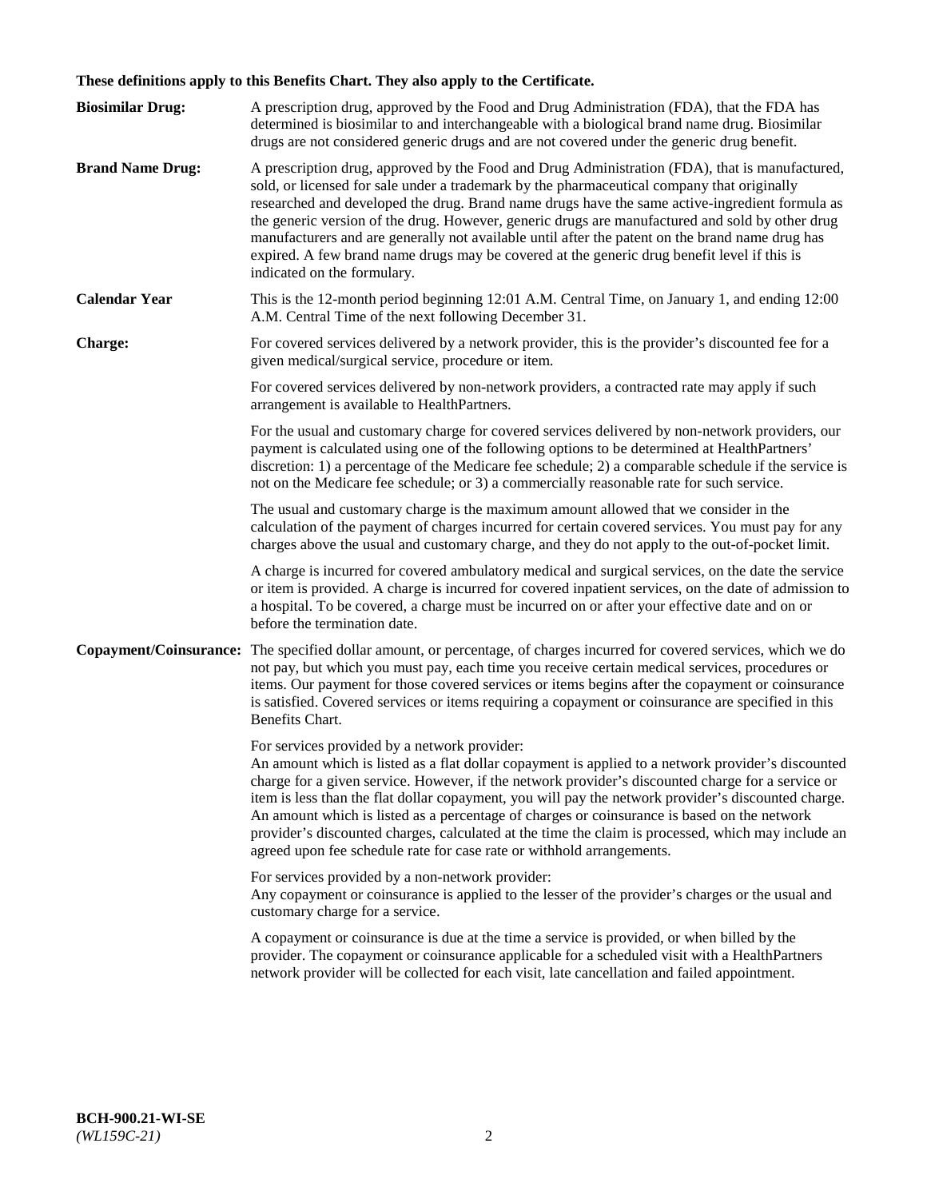**These definitions apply to this Benefits Chart. They also apply to the Certificate.**

**Biosimilar Drug:** A prescription drug, approved by the Food and Drug Administration (FDA), that the FDA has determined is biosimilar to and interchangeable with a biological brand name drug. Biosimilar drugs are not considered generic drugs and are not covered under the generic drug benefit.

**Brand Name Drug:** A prescription drug, approved by the Food and Drug Administration (FDA), that is manufactured, sold, or licensed for sale under a trademark by the pharmaceutical company that originally researched and developed the drug. Brand name drugs have the same active-ingredient formula as the generic version of the drug. However, generic drugs are manufactured and sold by other drug manufacturers and are generally not available until after the patent on the brand name drug has expired. A few brand name drugs may be covered at the generic drug benefit level if this is indicated on the formulary.

**Calendar Year** This is the 12-month period beginning 12:01 A.M. Central Time, on January 1, and ending 12:00 A.M. Central Time of the next following December 31.

**Charge:** For covered services delivered by a network provider, this is the provider's discounted fee for a given medical/surgical service, procedure or item.

For covered services delivered by non-network providers, a contracted rate may apply if such arrangement is available to HealthPartners.

For the usual and customary charge for covered services delivered by non-network providers, our payment is calculated using one of the following options to be determined at HealthPartners' discretion: 1) a percentage of the Medicare fee schedule; 2) a comparable schedule if the service is not on the Medicare fee schedule; or 3) a commercially reasonable rate for such service.

The usual and customary charge is the maximum amount allowed that we consider in the calculation of the payment of charges incurred for certain covered services. You must pay for any charges above the usual and customary charge, and they do not apply to the out-of-pocket limit.

A charge is incurred for covered ambulatory medical and surgical services, on the date the service or item is provided. A charge is incurred for covered inpatient services, on the date of admission to a hospital. To be covered, a charge must be incurred on or after your effective date and on or before the termination date.

**Copayment/Coinsurance:** The specified dollar amount, or percentage, of charges incurred for covered services, which we do not pay, but which you must pay, each time you receive certain medical services, procedures or items. Our payment for those covered services or items begins after the copayment or coinsurance is satisfied. Covered services or items requiring a copayment or coinsurance are specified in this Benefits Chart.

For services provided by a network provider:
An amount which is listed as a flat dollar copayment is applied to a network provider's discounted charge for a given service. However, if the network provider's discounted charge for a service or item is less than the flat dollar copayment, you will pay the network provider's discounted charge. An amount which is listed as a percentage of charges or coinsurance is based on the network provider's discounted charges, calculated at the time the claim is processed, which may include an agreed upon fee schedule rate for case rate or withhold arrangements.

For services provided by a non-network provider:
Any copayment or coinsurance is applied to the lesser of the provider's charges or the usual and customary charge for a service.

A copayment or coinsurance is due at the time a service is provided, or when billed by the provider. The copayment or coinsurance applicable for a scheduled visit with a HealthPartners network provider will be collected for each visit, late cancellation and failed appointment.

**BCH-900.21-WI-SE**
*(WL159C-21)*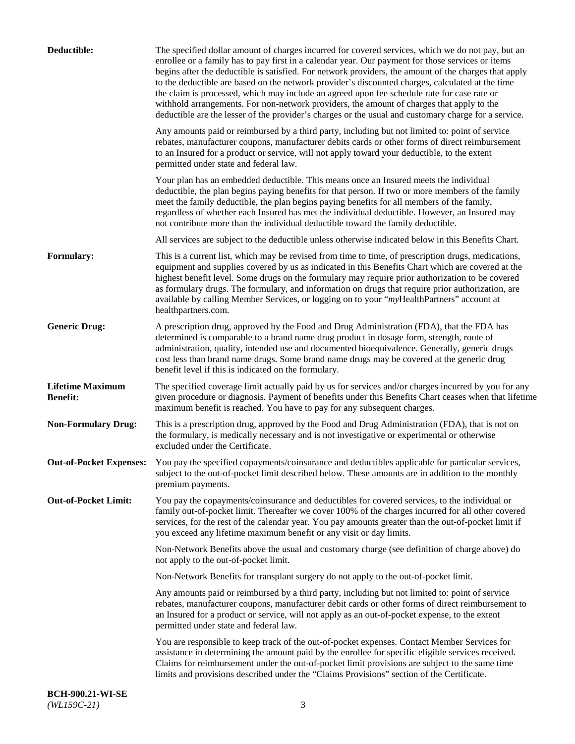**Deductible:** The specified dollar amount of charges incurred for covered services, which we do not pay, but an enrollee or a family has to pay first in a calendar year. Our payment for those services or items begins after the deductible is satisfied. For network providers, the amount of the charges that apply to the deductible are based on the network provider's discounted charges, calculated at the time the claim is processed, which may include an agreed upon fee schedule rate for case rate or withhold arrangements. For non-network providers, the amount of charges that apply to the deductible are the lesser of the provider's charges or the usual and customary charge for a service.

Any amounts paid or reimbursed by a third party, including but not limited to: point of service rebates, manufacturer coupons, manufacturer debits cards or other forms of direct reimbursement to an Insured for a product or service, will not apply toward your deductible, to the extent permitted under state and federal law.

Your plan has an embedded deductible. This means once an Insured meets the individual deductible, the plan begins paying benefits for that person. If two or more members of the family meet the family deductible, the plan begins paying benefits for all members of the family, regardless of whether each Insured has met the individual deductible. However, an Insured may not contribute more than the individual deductible toward the family deductible.

All services are subject to the deductible unless otherwise indicated below in this Benefits Chart.

**Formulary:** This is a current list, which may be revised from time to time, of prescription drugs, medications, equipment and supplies covered by us as indicated in this Benefits Chart which are covered at the highest benefit level. Some drugs on the formulary may require prior authorization to be covered as formulary drugs. The formulary, and information on drugs that require prior authorization, are available by calling Member Services, or logging on to your "*my*HealthPartners" account at healthpartners.com.

**Generic Drug:** A prescription drug, approved by the Food and Drug Administration (FDA), that the FDA has determined is comparable to a brand name drug product in dosage form, strength, route of administration, quality, intended use and documented bioequivalence. Generally, generic drugs cost less than brand name drugs. Some brand name drugs may be covered at the generic drug benefit level if this is indicated on the formulary.

**Lifetime Maximum Benefit:** The specified coverage limit actually paid by us for services and/or charges incurred by you for any given procedure or diagnosis. Payment of benefits under this Benefits Chart ceases when that lifetime maximum benefit is reached. You have to pay for any subsequent charges.

**Non-Formulary Drug:** This is a prescription drug, approved by the Food and Drug Administration (FDA), that is not on the formulary, is medically necessary and is not investigative or experimental or otherwise excluded under the Certificate.

**Out-of-Pocket Expenses:** You pay the specified copayments/coinsurance and deductibles applicable for particular services, subject to the out-of-pocket limit described below. These amounts are in addition to the monthly premium payments.

**Out-of-Pocket Limit:** You pay the copayments/coinsurance and deductibles for covered services, to the individual or family out-of-pocket limit. Thereafter we cover 100% of the charges incurred for all other covered services, for the rest of the calendar year. You pay amounts greater than the out-of-pocket limit if you exceed any lifetime maximum benefit or any visit or day limits.

Non-Network Benefits above the usual and customary charge (see definition of charge above) do not apply to the out-of-pocket limit.

Non-Network Benefits for transplant surgery do not apply to the out-of-pocket limit.

Any amounts paid or reimbursed by a third party, including but not limited to: point of service rebates, manufacturer coupons, manufacturer debit cards or other forms of direct reimbursement to an Insured for a product or service, will not apply as an out-of-pocket expense, to the extent permitted under state and federal law.

You are responsible to keep track of the out-of-pocket expenses. Contact Member Services for assistance in determining the amount paid by the enrollee for specific eligible services received. Claims for reimbursement under the out-of-pocket limit provisions are subject to the same time limits and provisions described under the "Claims Provisions" section of the Certificate.

**BCH-900.21-WI-SE**
*(WL159C-21)*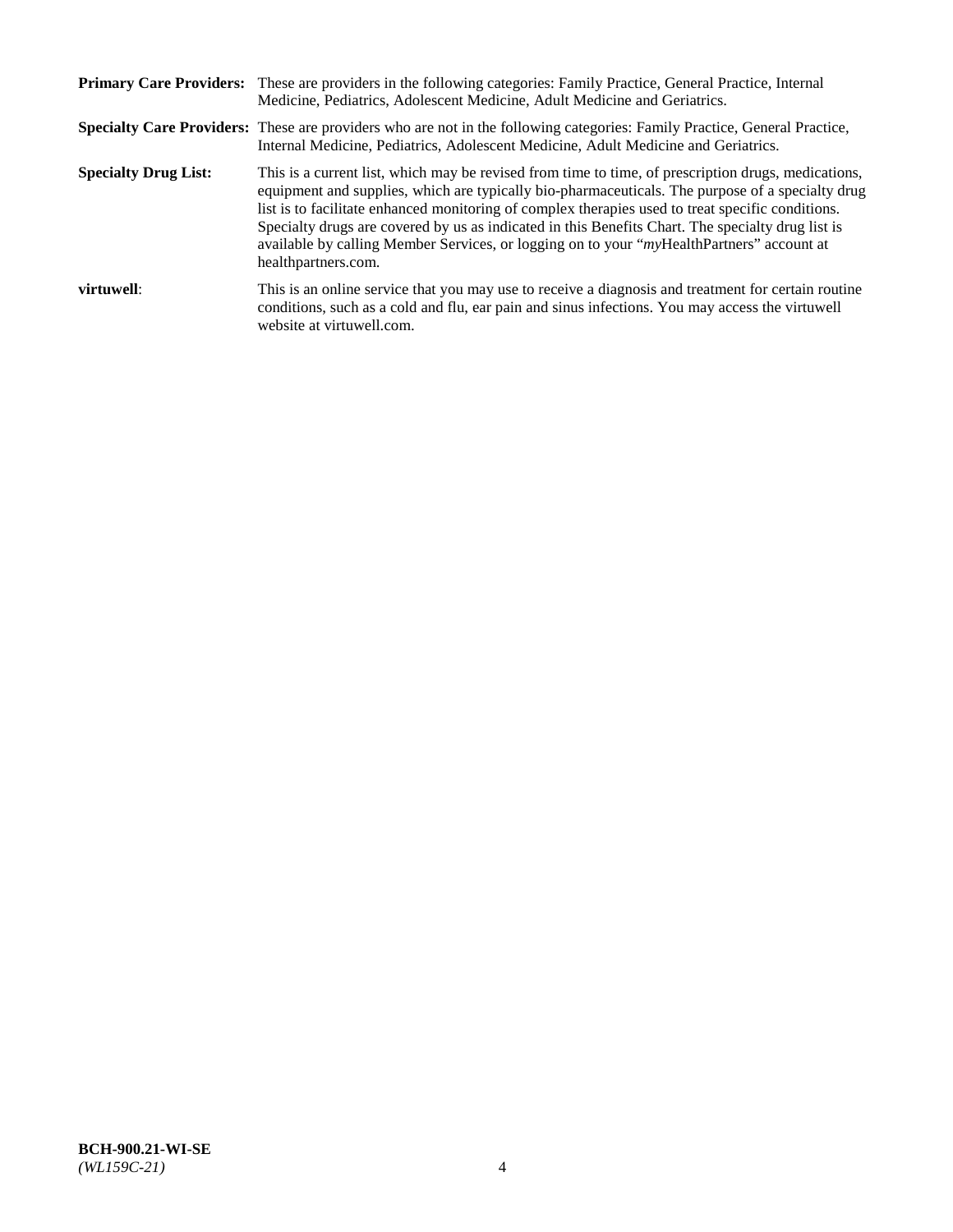**Primary Care Providers:** These are providers in the following categories: Family Practice, General Practice, Internal Medicine, Pediatrics, Adolescent Medicine, Adult Medicine and Geriatrics.

**Specialty Care Providers:** These are providers who are not in the following categories: Family Practice, General Practice, Internal Medicine, Pediatrics, Adolescent Medicine, Adult Medicine and Geriatrics.

**Specialty Drug List:** This is a current list, which may be revised from time to time, of prescription drugs, medications, equipment and supplies, which are typically bio-pharmaceuticals. The purpose of a specialty drug list is to facilitate enhanced monitoring of complex therapies used to treat specific conditions. Specialty drugs are covered by us as indicated in this Benefits Chart. The specialty drug list is available by calling Member Services, or logging on to your "*my*HealthPartners" account at healthpartners.com.

**virtuwell**: This is an online service that you may use to receive a diagnosis and treatment for certain routine conditions, such as a cold and flu, ear pain and sinus infections. You may access the virtuwell website at virtuwell.com.

**BCH-900.21-WI-SE**
*(WL159C-21)*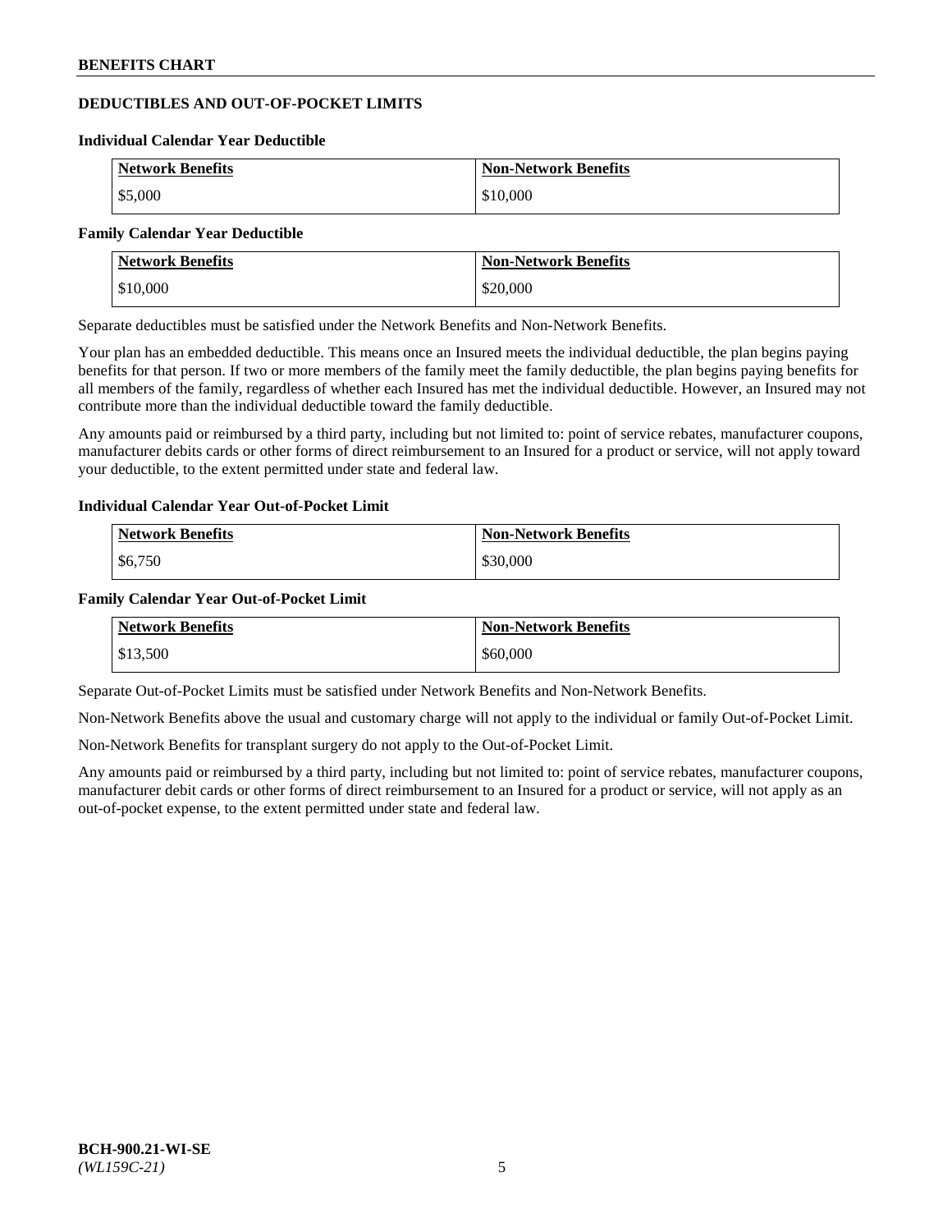## DEDUCTIBLES AND OUT-OF-POCKET LIMITS

### Individual Calendar Year Deductible

| Network Benefits | Non-Network Benefits |
|---|---|
| $5,000 | $10,000 |

### Family Calendar Year Deductible

| Network Benefits | Non-Network Benefits |
|---|---|
| $10,000 | $20,000 |

Separate deductibles must be satisfied under the Network Benefits and Non-Network Benefits.

Your plan has an embedded deductible. This means once an Insured meets the individual deductible, the plan begins paying benefits for that person. If two or more members of the family meet the family deductible, the plan begins paying benefits for all members of the family, regardless of whether each Insured has met the individual deductible. However, an Insured may not contribute more than the individual deductible toward the family deductible.

Any amounts paid or reimbursed by a third party, including but not limited to: point of service rebates, manufacturer coupons, manufacturer debits cards or other forms of direct reimbursement to an Insured for a product or service, will not apply toward your deductible, to the extent permitted under state and federal law.

### Individual Calendar Year Out-of-Pocket Limit

| Network Benefits | Non-Network Benefits |
|---|---|
| $6,750 | $30,000 |

### Family Calendar Year Out-of-Pocket Limit

| Network Benefits | Non-Network Benefits |
|---|---|
| $13,500 | $60,000 |

Separate Out-of-Pocket Limits must be satisfied under Network Benefits and Non-Network Benefits.

Non-Network Benefits above the usual and customary charge will not apply to the individual or family Out-of-Pocket Limit.

Non-Network Benefits for transplant surgery do not apply to the Out-of-Pocket Limit.

Any amounts paid or reimbursed by a third party, including but not limited to: point of service rebates, manufacturer coupons, manufacturer debit cards or other forms of direct reimbursement to an Insured for a product or service, will not apply as an out-of-pocket expense, to the extent permitted under state and federal law.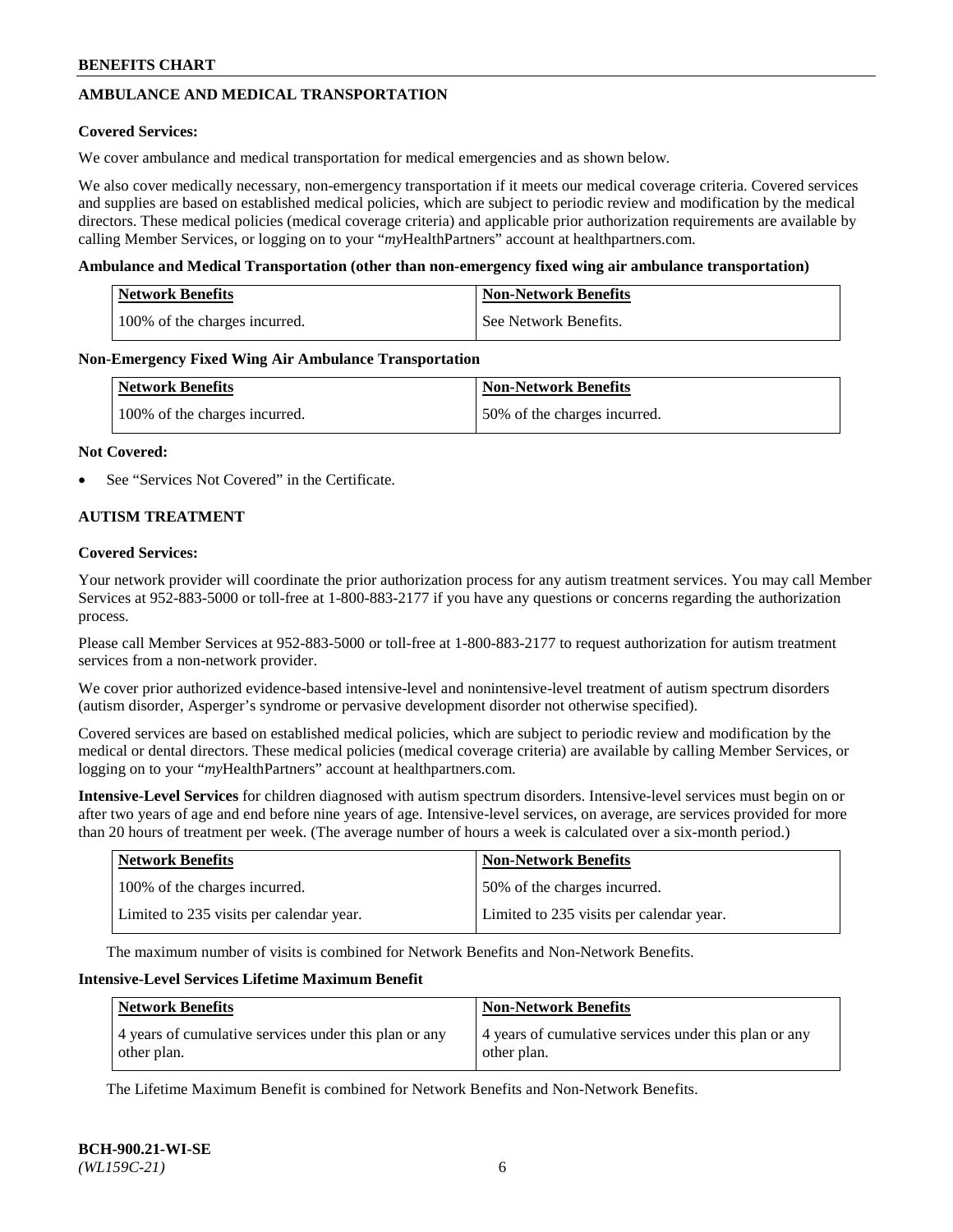## AMBULANCE AND MEDICAL TRANSPORTATION

**Covered Services:**

We cover ambulance and medical transportation for medical emergencies and as shown below.

We also cover medically necessary, non-emergency transportation if it meets our medical coverage criteria. Covered services and supplies are based on established medical policies, which are subject to periodic review and modification by the medical directors. These medical policies (medical coverage criteria) and applicable prior authorization requirements are available by calling Member Services, or logging on to your "*my*HealthPartners" account at healthpartners.com.

**Ambulance and Medical Transportation (other than non-emergency fixed wing air ambulance transportation)**

| Network Benefits | Non-Network Benefits |
|---|---|
| 100% of the charges incurred. | See Network Benefits. |

**Non-Emergency Fixed Wing Air Ambulance Transportation**

| Network Benefits | Non-Network Benefits |
|---|---|
| 100% of the charges incurred. | 50% of the charges incurred. |

**Not Covered:**

- See "Services Not Covered" in the Certificate.

## AUTISM TREATMENT

**Covered Services:**

Your network provider will coordinate the prior authorization process for any autism treatment services. You may call Member Services at 952-883-5000 or toll-free at 1-800-883-2177 if you have any questions or concerns regarding the authorization process.

Please call Member Services at 952-883-5000 or toll-free at 1-800-883-2177 to request authorization for autism treatment services from a non-network provider.

We cover prior authorized evidence-based intensive-level and nonintensive-level treatment of autism spectrum disorders (autism disorder, Asperger's syndrome or pervasive development disorder not otherwise specified).

Covered services are based on established medical policies, which are subject to periodic review and modification by the medical or dental directors. These medical policies (medical coverage criteria) are available by calling Member Services, or logging on to your "*my*HealthPartners" account at healthpartners.com.

**Intensive-Level Services** for children diagnosed with autism spectrum disorders. Intensive-level services must begin on or after two years of age and end before nine years of age. Intensive-level services, on average, are services provided for more than 20 hours of treatment per week. (The average number of hours a week is calculated over a six-month period.)

| Network Benefits | Non-Network Benefits |
|---|---|
| 100% of the charges incurred. | 50% of the charges incurred. |
| Limited to 235 visits per calendar year. | Limited to 235 visits per calendar year. |

The maximum number of visits is combined for Network Benefits and Non-Network Benefits.

**Intensive-Level Services Lifetime Maximum Benefit**

| Network Benefits | Non-Network Benefits |
|---|---|
| 4 years of cumulative services under this plan or any other plan. | 4 years of cumulative services under this plan or any other plan. |

The Lifetime Maximum Benefit is combined for Network Benefits and Non-Network Benefits.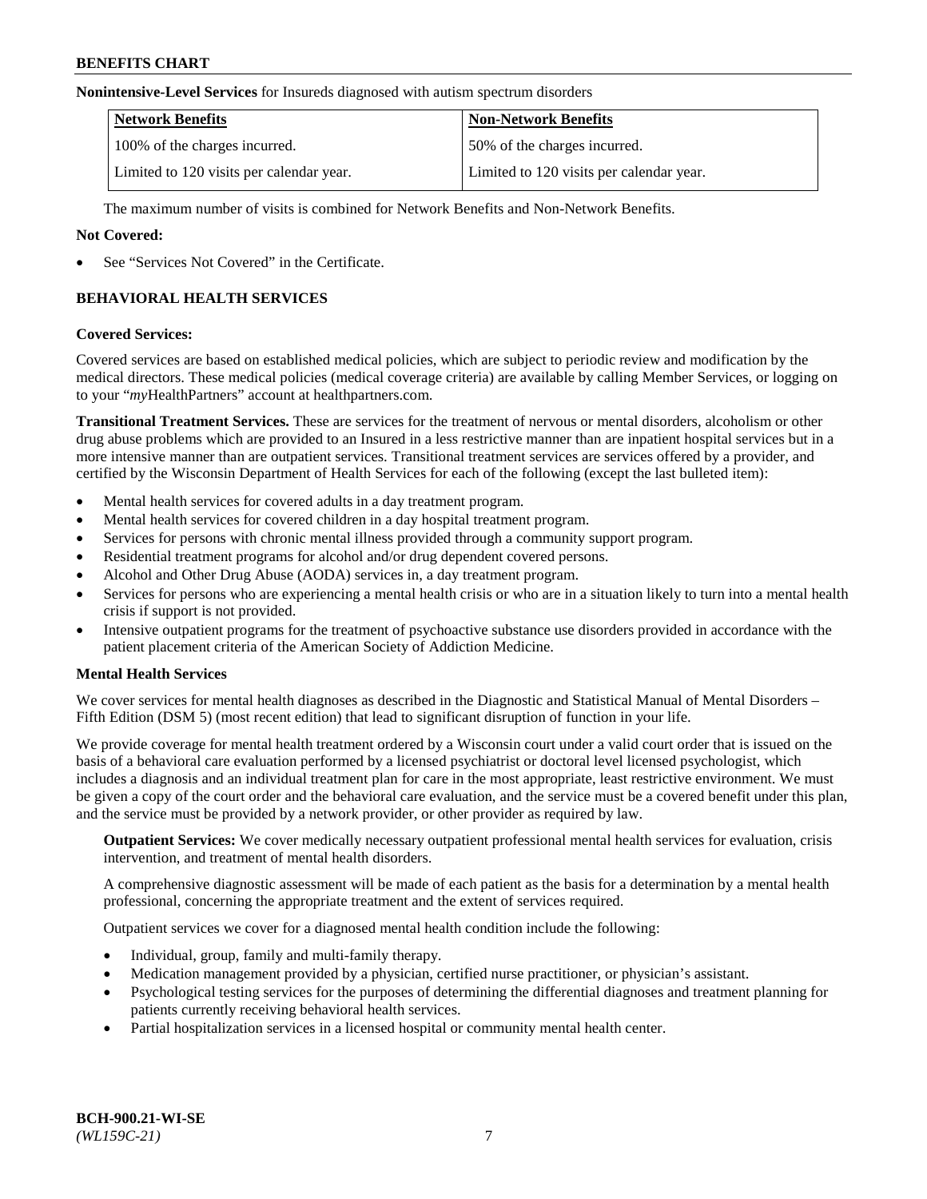**Nonintensive-Level Services** for Insureds diagnosed with autism spectrum disorders

| Network Benefits | Non-Network Benefits |
| --- | --- |
| 100% of the charges incurred. | 50% of the charges incurred. |
| Limited to 120 visits per calendar year. | Limited to 120 visits per calendar year. |

The maximum number of visits is combined for Network Benefits and Non-Network Benefits.

**Not Covered:**

- See "Services Not Covered" in the Certificate.

## BEHAVIORAL HEALTH SERVICES

**Covered Services:**

Covered services are based on established medical policies, which are subject to periodic review and modification by the medical directors. These medical policies (medical coverage criteria) are available by calling Member Services, or logging on to your "*my*HealthPartners" account at healthpartners.com.

**Transitional Treatment Services.** These are services for the treatment of nervous or mental disorders, alcoholism or other drug abuse problems which are provided to an Insured in a less restrictive manner than are inpatient hospital services but in a more intensive manner than are outpatient services. Transitional treatment services are services offered by a provider, and certified by the Wisconsin Department of Health Services for each of the following (except the last bulleted item):

- Mental health services for covered adults in a day treatment program.
- Mental health services for covered children in a day hospital treatment program.
- Services for persons with chronic mental illness provided through a community support program.
- Residential treatment programs for alcohol and/or drug dependent covered persons.
- Alcohol and Other Drug Abuse (AODA) services in, a day treatment program.
- Services for persons who are experiencing a mental health crisis or who are in a situation likely to turn into a mental health crisis if support is not provided.
- Intensive outpatient programs for the treatment of psychoactive substance use disorders provided in accordance with the patient placement criteria of the American Society of Addiction Medicine.

**Mental Health Services**

We cover services for mental health diagnoses as described in the Diagnostic and Statistical Manual of Mental Disorders – Fifth Edition (DSM 5) (most recent edition) that lead to significant disruption of function in your life.

We provide coverage for mental health treatment ordered by a Wisconsin court under a valid court order that is issued on the basis of a behavioral care evaluation performed by a licensed psychiatrist or doctoral level licensed psychologist, which includes a diagnosis and an individual treatment plan for care in the most appropriate, least restrictive environment. We must be given a copy of the court order and the behavioral care evaluation, and the service must be a covered benefit under this plan, and the service must be provided by a network provider, or other provider as required by law.

**Outpatient Services:** We cover medically necessary outpatient professional mental health services for evaluation, crisis intervention, and treatment of mental health disorders.

A comprehensive diagnostic assessment will be made of each patient as the basis for a determination by a mental health professional, concerning the appropriate treatment and the extent of services required.

Outpatient services we cover for a diagnosed mental health condition include the following:

- Individual, group, family and multi-family therapy.
- Medication management provided by a physician, certified nurse practitioner, or physician's assistant.
- Psychological testing services for the purposes of determining the differential diagnoses and treatment planning for patients currently receiving behavioral health services.
- Partial hospitalization services in a licensed hospital or community mental health center.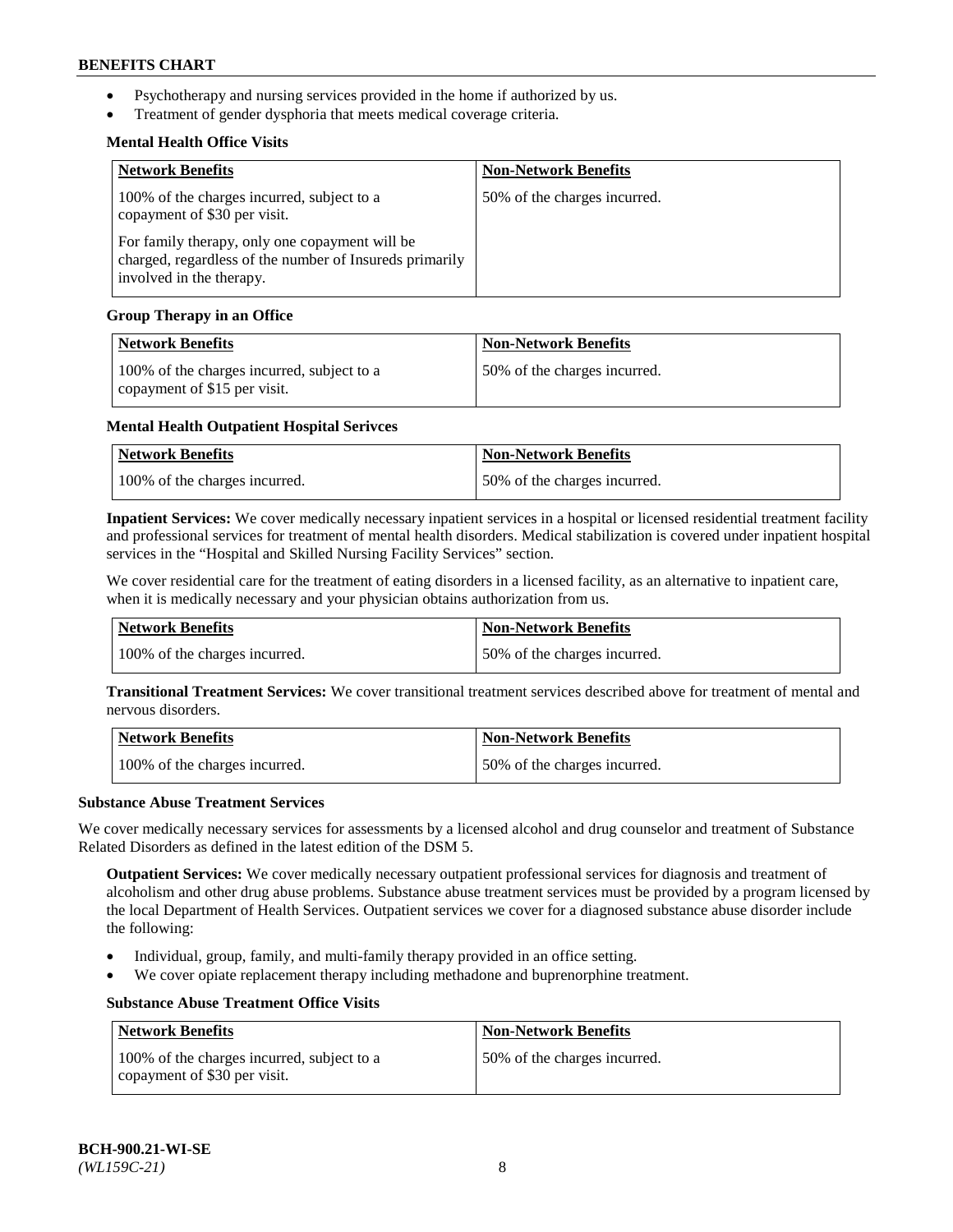- Psychotherapy and nursing services provided in the home if authorized by us.
- Treatment of gender dysphoria that meets medical coverage criteria.

**Mental Health Office Visits**

| Network Benefits | Non-Network Benefits |
|---|---|
| 100% of the charges incurred, subject to a copayment of $30 per visit.<br><br>For family therapy, only one copayment will be charged, regardless of the number of Insureds primarily involved in the therapy. | 50% of the charges incurred. |

**Group Therapy in an Office**

| Network Benefits | Non-Network Benefits |
|---|---|
| 100% of the charges incurred, subject to a copayment of $15 per visit. | 50% of the charges incurred. |

**Mental Health Outpatient Hospital Serivces**

| Network Benefits | Non-Network Benefits |
|---|---|
| 100% of the charges incurred. | 50% of the charges incurred. |

**Inpatient Services:** We cover medically necessary inpatient services in a hospital or licensed residential treatment facility and professional services for treatment of mental health disorders. Medical stabilization is covered under inpatient hospital services in the "Hospital and Skilled Nursing Facility Services" section.

We cover residential care for the treatment of eating disorders in a licensed facility, as an alternative to inpatient care, when it is medically necessary and your physician obtains authorization from us.

| Network Benefits | Non-Network Benefits |
|---|---|
| 100% of the charges incurred. | 50% of the charges incurred. |

**Transitional Treatment Services:** We cover transitional treatment services described above for treatment of mental and nervous disorders.

| Network Benefits | Non-Network Benefits |
|---|---|
| 100% of the charges incurred. | 50% of the charges incurred. |

**Substance Abuse Treatment Services**

We cover medically necessary services for assessments by a licensed alcohol and drug counselor and treatment of Substance Related Disorders as defined in the latest edition of the DSM 5.

**Outpatient Services:** We cover medically necessary outpatient professional services for diagnosis and treatment of alcoholism and other drug abuse problems. Substance abuse treatment services must be provided by a program licensed by the local Department of Health Services. Outpatient services we cover for a diagnosed substance abuse disorder include the following:

- Individual, group, family, and multi-family therapy provided in an office setting.
- We cover opiate replacement therapy including methadone and buprenorphine treatment.

**Substance Abuse Treatment Office Visits**

| Network Benefits | Non-Network Benefits |
|---|---|
| 100% of the charges incurred, subject to a copayment of $30 per visit. | 50% of the charges incurred. |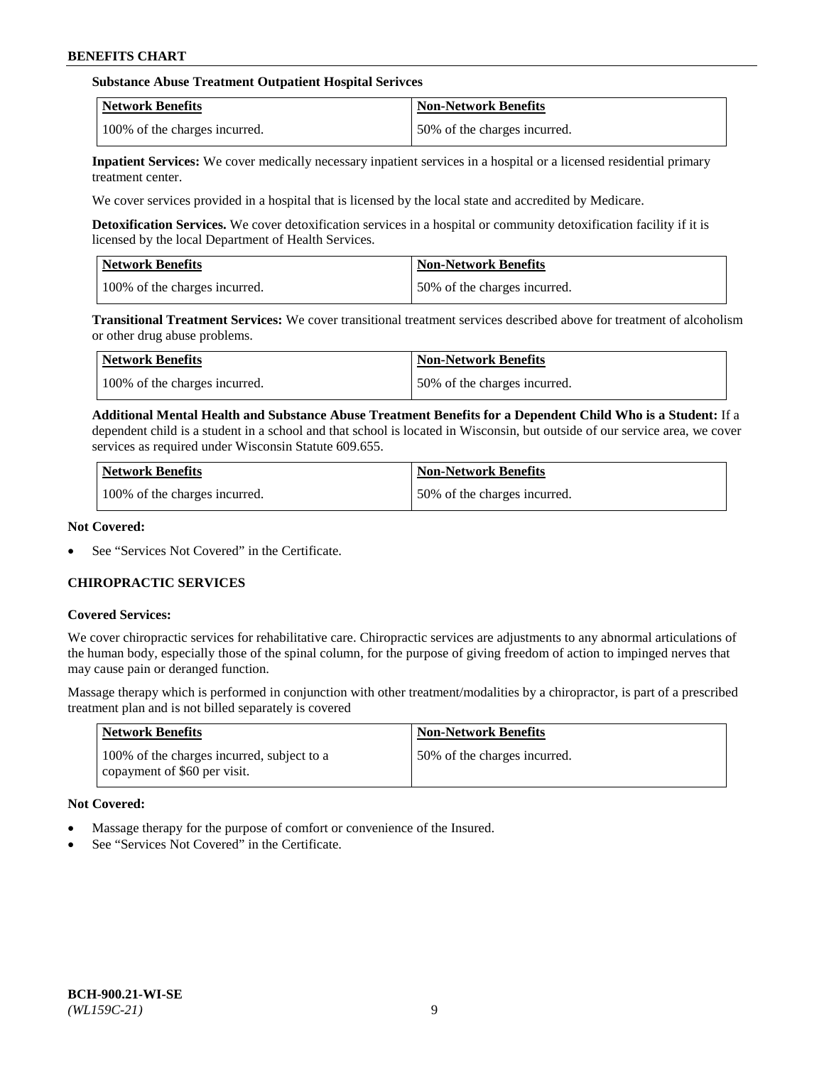**Substance Abuse Treatment Outpatient Hospital Serivces**

| Network Benefits | Non-Network Benefits |
| --- | --- |
| 100% of the charges incurred. | 50% of the charges incurred. |

**Inpatient Services:** We cover medically necessary inpatient services in a hospital or a licensed residential primary treatment center.

We cover services provided in a hospital that is licensed by the local state and accredited by Medicare.

**Detoxification Services.** We cover detoxification services in a hospital or community detoxification facility if it is licensed by the local Department of Health Services.

| Network Benefits | Non-Network Benefits |
| --- | --- |
| 100% of the charges incurred. | 50% of the charges incurred. |

**Transitional Treatment Services:** We cover transitional treatment services described above for treatment of alcoholism or other drug abuse problems.

| Network Benefits | Non-Network Benefits |
| --- | --- |
| 100% of the charges incurred. | 50% of the charges incurred. |

**Additional Mental Health and Substance Abuse Treatment Benefits for a Dependent Child Who is a Student:** If a dependent child is a student in a school and that school is located in Wisconsin, but outside of our service area, we cover services as required under Wisconsin Statute 609.655.

| Network Benefits | Non-Network Benefits |
| --- | --- |
| 100% of the charges incurred. | 50% of the charges incurred. |

**Not Covered:**

- See "Services Not Covered" in the Certificate.

## CHIROPRACTIC SERVICES

**Covered Services:**

We cover chiropractic services for rehabilitative care. Chiropractic services are adjustments to any abnormal articulations of the human body, especially those of the spinal column, for the purpose of giving freedom of action to impinged nerves that may cause pain or deranged function.

Massage therapy which is performed in conjunction with other treatment/modalities by a chiropractor, is part of a prescribed treatment plan and is not billed separately is covered

| Network Benefits | Non-Network Benefits |
| --- | --- |
| 100% of the charges incurred, subject to a copayment of $60 per visit. | 50% of the charges incurred. |

**Not Covered:**

- Massage therapy for the purpose of comfort or convenience of the Insured.
- See "Services Not Covered" in the Certificate.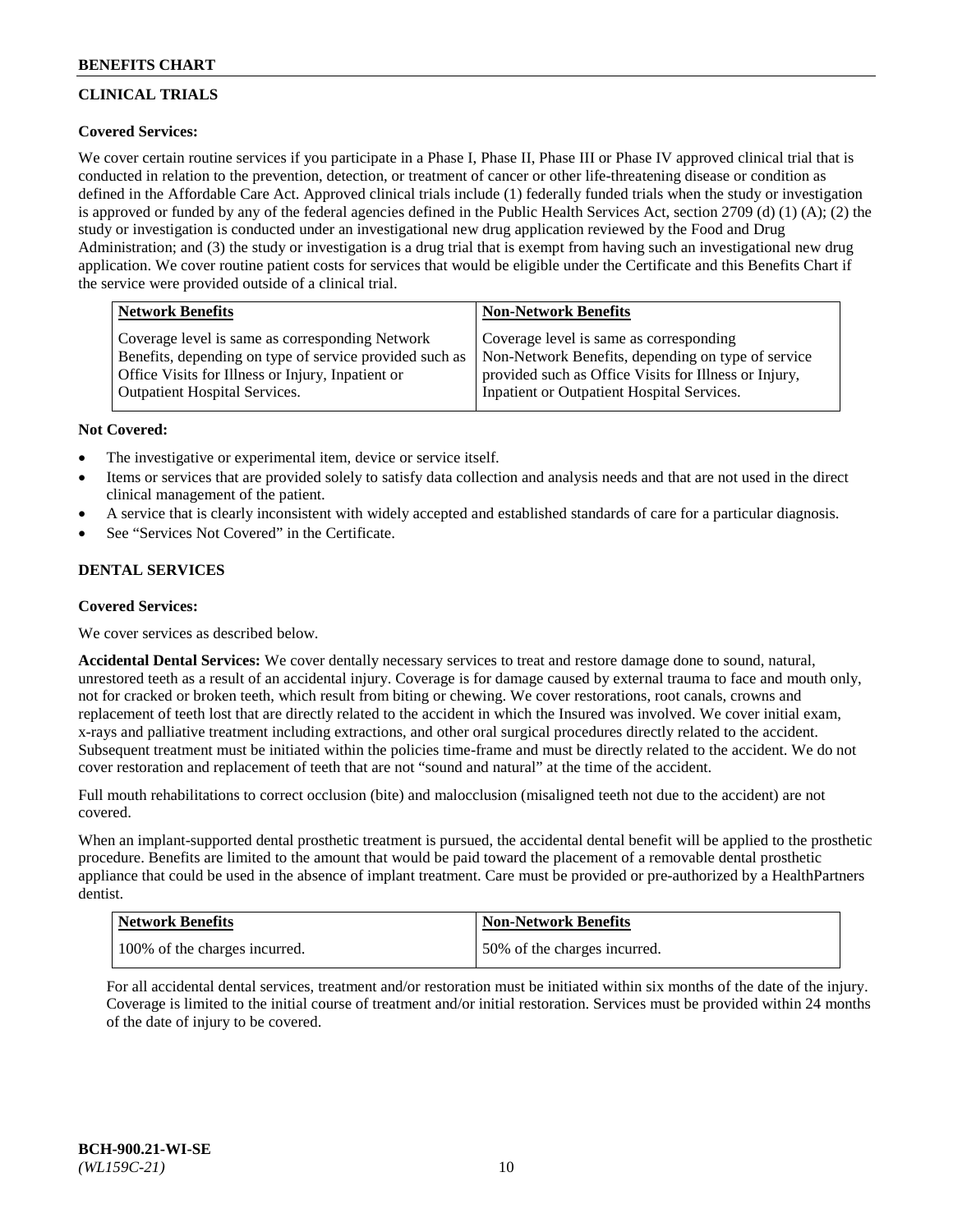## CLINICAL TRIALS

**Covered Services:**

We cover certain routine services if you participate in a Phase I, Phase II, Phase III or Phase IV approved clinical trial that is conducted in relation to the prevention, detection, or treatment of cancer or other life-threatening disease or condition as defined in the Affordable Care Act. Approved clinical trials include (1) federally funded trials when the study or investigation is approved or funded by any of the federal agencies defined in the Public Health Services Act, section 2709 (d) (1) (A); (2) the study or investigation is conducted under an investigational new drug application reviewed by the Food and Drug Administration; and (3) the study or investigation is a drug trial that is exempt from having such an investigational new drug application. We cover routine patient costs for services that would be eligible under the Certificate and this Benefits Chart if the service were provided outside of a clinical trial.

| Network Benefits | Non-Network Benefits |
|---|---|
| Coverage level is same as corresponding Network Benefits, depending on type of service provided such as Office Visits for Illness or Injury, Inpatient or Outpatient Hospital Services. | Coverage level is same as corresponding Non-Network Benefits, depending on type of service provided such as Office Visits for Illness or Injury, Inpatient or Outpatient Hospital Services. |

**Not Covered:**

- The investigative or experimental item, device or service itself.
- Items or services that are provided solely to satisfy data collection and analysis needs and that are not used in the direct clinical management of the patient.
- A service that is clearly inconsistent with widely accepted and established standards of care for a particular diagnosis.
- See "Services Not Covered" in the Certificate.

## DENTAL SERVICES

**Covered Services:**

We cover services as described below.

**Accidental Dental Services:** We cover dentally necessary services to treat and restore damage done to sound, natural, unrestored teeth as a result of an accidental injury. Coverage is for damage caused by external trauma to face and mouth only, not for cracked or broken teeth, which result from biting or chewing. We cover restorations, root canals, crowns and replacement of teeth lost that are directly related to the accident in which the Insured was involved. We cover initial exam, x-rays and palliative treatment including extractions, and other oral surgical procedures directly related to the accident. Subsequent treatment must be initiated within the policies time-frame and must be directly related to the accident. We do not cover restoration and replacement of teeth that are not "sound and natural" at the time of the accident.

Full mouth rehabilitations to correct occlusion (bite) and malocclusion (misaligned teeth not due to the accident) are not covered.

When an implant-supported dental prosthetic treatment is pursued, the accidental dental benefit will be applied to the prosthetic procedure. Benefits are limited to the amount that would be paid toward the placement of a removable dental prosthetic appliance that could be used in the absence of implant treatment. Care must be provided or pre-authorized by a HealthPartners dentist.

| Network Benefits | Non-Network Benefits |
|---|---|
| 100% of the charges incurred. | 50% of the charges incurred. |

For all accidental dental services, treatment and/or restoration must be initiated within six months of the date of the injury. Coverage is limited to the initial course of treatment and/or initial restoration. Services must be provided within 24 months of the date of injury to be covered.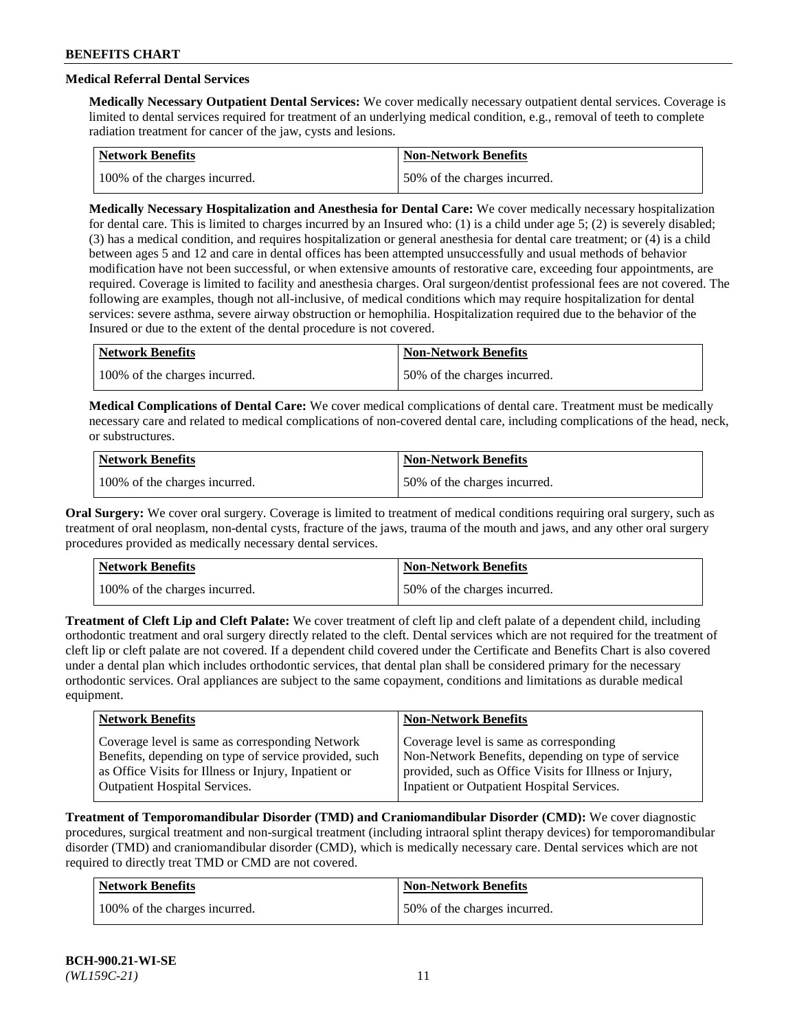### Medical Referral Dental Services

**Medically Necessary Outpatient Dental Services:** We cover medically necessary outpatient dental services. Coverage is limited to dental services required for treatment of an underlying medical condition, e.g., removal of teeth to complete radiation treatment for cancer of the jaw, cysts and lesions.

| Network Benefits | Non-Network Benefits |
| --- | --- |
| 100% of the charges incurred. | 50% of the charges incurred. |

**Medically Necessary Hospitalization and Anesthesia for Dental Care:** We cover medically necessary hospitalization for dental care. This is limited to charges incurred by an Insured who: (1) is a child under age 5; (2) is severely disabled; (3) has a medical condition, and requires hospitalization or general anesthesia for dental care treatment; or (4) is a child between ages 5 and 12 and care in dental offices has been attempted unsuccessfully and usual methods of behavior modification have not been successful, or when extensive amounts of restorative care, exceeding four appointments, are required. Coverage is limited to facility and anesthesia charges. Oral surgeon/dentist professional fees are not covered. The following are examples, though not all-inclusive, of medical conditions which may require hospitalization for dental services: severe asthma, severe airway obstruction or hemophilia. Hospitalization required due to the behavior of the Insured or due to the extent of the dental procedure is not covered.

| Network Benefits | Non-Network Benefits |
| --- | --- |
| 100% of the charges incurred. | 50% of the charges incurred. |

**Medical Complications of Dental Care:** We cover medical complications of dental care. Treatment must be medically necessary care and related to medical complications of non-covered dental care, including complications of the head, neck, or substructures.

| Network Benefits | Non-Network Benefits |
| --- | --- |
| 100% of the charges incurred. | 50% of the charges incurred. |

**Oral Surgery:** We cover oral surgery. Coverage is limited to treatment of medical conditions requiring oral surgery, such as treatment of oral neoplasm, non-dental cysts, fracture of the jaws, trauma of the mouth and jaws, and any other oral surgery procedures provided as medically necessary dental services.

| Network Benefits | Non-Network Benefits |
| --- | --- |
| 100% of the charges incurred. | 50% of the charges incurred. |

**Treatment of Cleft Lip and Cleft Palate:** We cover treatment of cleft lip and cleft palate of a dependent child, including orthodontic treatment and oral surgery directly related to the cleft. Dental services which are not required for the treatment of cleft lip or cleft palate are not covered. If a dependent child covered under the Certificate and Benefits Chart is also covered under a dental plan which includes orthodontic services, that dental plan shall be considered primary for the necessary orthodontic services. Oral appliances are subject to the same copayment, conditions and limitations as durable medical equipment.

| Network Benefits | Non-Network Benefits |
| --- | --- |
| Coverage level is same as corresponding Network Benefits, depending on type of service provided, such as Office Visits for Illness or Injury, Inpatient or Outpatient Hospital Services. | Coverage level is same as corresponding Non-Network Benefits, depending on type of service provided, such as Office Visits for Illness or Injury, Inpatient or Outpatient Hospital Services. |

**Treatment of Temporomandibular Disorder (TMD) and Craniomandibular Disorder (CMD):** We cover diagnostic procedures, surgical treatment and non-surgical treatment (including intraoral splint therapy devices) for temporomandibular disorder (TMD) and craniomandibular disorder (CMD), which is medically necessary care. Dental services which are not required to directly treat TMD or CMD are not covered.

| Network Benefits | Non-Network Benefits |
| --- | --- |
| 100% of the charges incurred. | 50% of the charges incurred. |

**BCH-900.21-WI-SE**
*(WL159C-21)*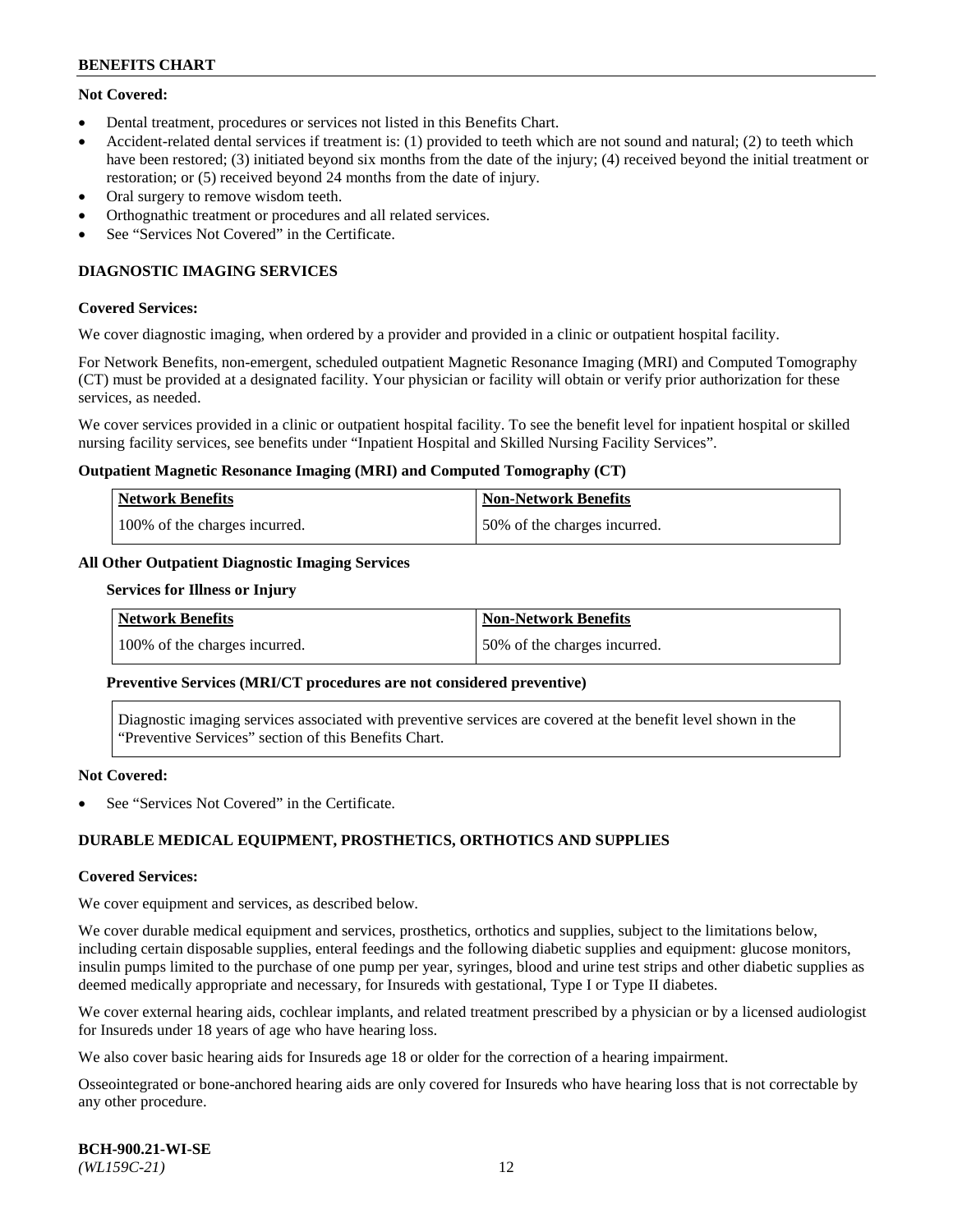**Not Covered:**

- Dental treatment, procedures or services not listed in this Benefits Chart.
- Accident-related dental services if treatment is: (1) provided to teeth which are not sound and natural; (2) to teeth which have been restored; (3) initiated beyond six months from the date of the injury; (4) received beyond the initial treatment or restoration; or (5) received beyond 24 months from the date of injury.
- Oral surgery to remove wisdom teeth.
- Orthognathic treatment or procedures and all related services.
- See "Services Not Covered" in the Certificate.

## DIAGNOSTIC IMAGING SERVICES

**Covered Services:**

We cover diagnostic imaging, when ordered by a provider and provided in a clinic or outpatient hospital facility.

For Network Benefits, non-emergent, scheduled outpatient Magnetic Resonance Imaging (MRI) and Computed Tomography (CT) must be provided at a designated facility. Your physician or facility will obtain or verify prior authorization for these services, as needed.

We cover services provided in a clinic or outpatient hospital facility. To see the benefit level for inpatient hospital or skilled nursing facility services, see benefits under "Inpatient Hospital and Skilled Nursing Facility Services".

**Outpatient Magnetic Resonance Imaging (MRI) and Computed Tomography (CT)**

| Network Benefits | Non-Network Benefits |
|---|---|
| 100% of the charges incurred. | 50% of the charges incurred. |

**All Other Outpatient Diagnostic Imaging Services**

**Services for Illness or Injury**

| Network Benefits | Non-Network Benefits |
|---|---|
| 100% of the charges incurred. | 50% of the charges incurred. |

**Preventive Services (MRI/CT procedures are not considered preventive)**

Diagnostic imaging services associated with preventive services are covered at the benefit level shown in the "Preventive Services" section of this Benefits Chart.

**Not Covered:**

- See "Services Not Covered" in the Certificate.

## DURABLE MEDICAL EQUIPMENT, PROSTHETICS, ORTHOTICS AND SUPPLIES

**Covered Services:**

We cover equipment and services, as described below.

We cover durable medical equipment and services, prosthetics, orthotics and supplies, subject to the limitations below, including certain disposable supplies, enteral feedings and the following diabetic supplies and equipment: glucose monitors, insulin pumps limited to the purchase of one pump per year, syringes, blood and urine test strips and other diabetic supplies as deemed medically appropriate and necessary, for Insureds with gestational, Type I or Type II diabetes.

We cover external hearing aids, cochlear implants, and related treatment prescribed by a physician or by a licensed audiologist for Insureds under 18 years of age who have hearing loss.

We also cover basic hearing aids for Insureds age 18 or older for the correction of a hearing impairment.

Osseointegrated or bone-anchored hearing aids are only covered for Insureds who have hearing loss that is not correctable by any other procedure.

**BCH-900.21-WI-SE**
*(WL159C-21)*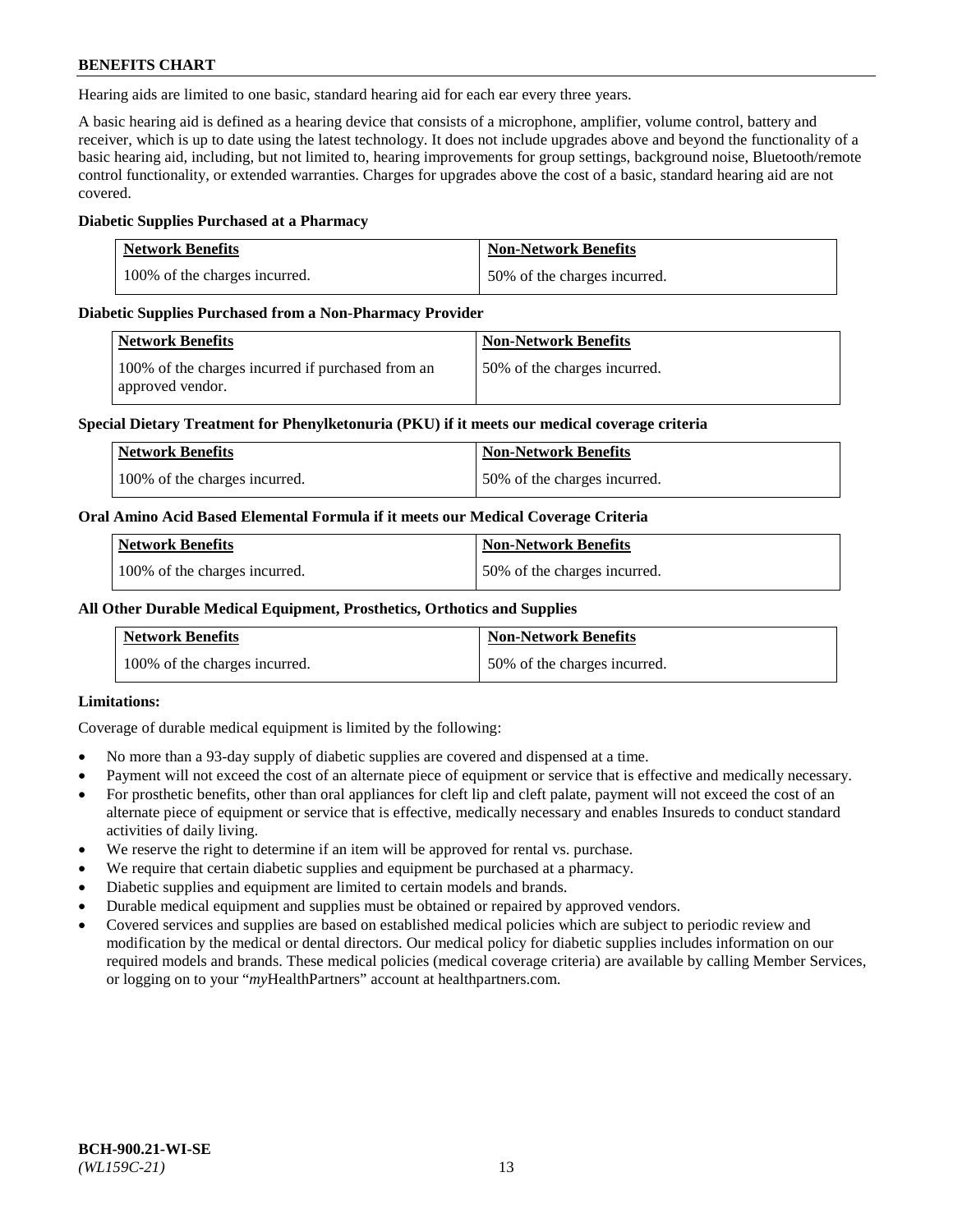Hearing aids are limited to one basic, standard hearing aid for each ear every three years.

A basic hearing aid is defined as a hearing device that consists of a microphone, amplifier, volume control, battery and receiver, which is up to date using the latest technology. It does not include upgrades above and beyond the functionality of a basic hearing aid, including, but not limited to, hearing improvements for group settings, background noise, Bluetooth/remote control functionality, or extended warranties. Charges for upgrades above the cost of a basic, standard hearing aid are not covered.

**Diabetic Supplies Purchased at a Pharmacy**

| Network Benefits | Non-Network Benefits |
| --- | --- |
| 100% of the charges incurred. | 50% of the charges incurred. |

**Diabetic Supplies Purchased from a Non-Pharmacy Provider**

| Network Benefits | Non-Network Benefits |
| --- | --- |
| 100% of the charges incurred if purchased from an approved vendor. | 50% of the charges incurred. |

**Special Dietary Treatment for Phenylketonuria (PKU) if it meets our medical coverage criteria**

| Network Benefits | Non-Network Benefits |
| --- | --- |
| 100% of the charges incurred. | 50% of the charges incurred. |

**Oral Amino Acid Based Elemental Formula if it meets our Medical Coverage Criteria**

| Network Benefits | Non-Network Benefits |
| --- | --- |
| 100% of the charges incurred. | 50% of the charges incurred. |

**All Other Durable Medical Equipment, Prosthetics, Orthotics and Supplies**

| Network Benefits | Non-Network Benefits |
| --- | --- |
| 100% of the charges incurred. | 50% of the charges incurred. |

**Limitations:**

Coverage of durable medical equipment is limited by the following:

- No more than a 93-day supply of diabetic supplies are covered and dispensed at a time.
- Payment will not exceed the cost of an alternate piece of equipment or service that is effective and medically necessary.
- For prosthetic benefits, other than oral appliances for cleft lip and cleft palate, payment will not exceed the cost of an alternate piece of equipment or service that is effective, medically necessary and enables Insureds to conduct standard activities of daily living.
- We reserve the right to determine if an item will be approved for rental vs. purchase.
- We require that certain diabetic supplies and equipment be purchased at a pharmacy.
- Diabetic supplies and equipment are limited to certain models and brands.
- Durable medical equipment and supplies must be obtained or repaired by approved vendors.
- Covered services and supplies are based on established medical policies which are subject to periodic review and modification by the medical or dental directors. Our medical policy for diabetic supplies includes information on our required models and brands. These medical policies (medical coverage criteria) are available by calling Member Services, or logging on to your "*my*HealthPartners" account at healthpartners.com.

**BCH-900.21-WI-SE**
*(WL159C-21)*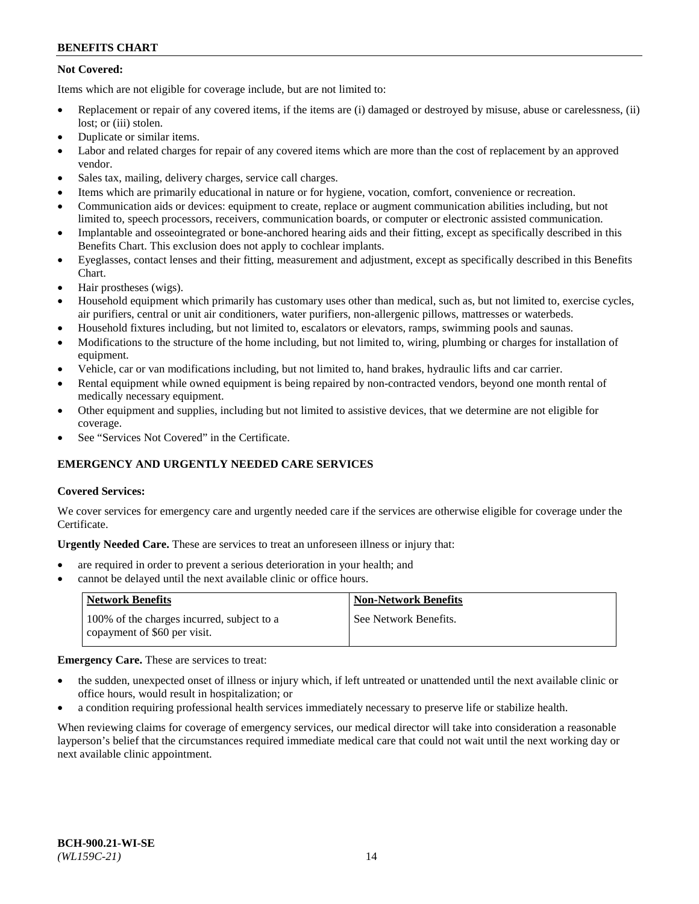**Not Covered:**

Items which are not eligible for coverage include, but are not limited to:

- Replacement or repair of any covered items, if the items are (i) damaged or destroyed by misuse, abuse or carelessness, (ii) lost; or (iii) stolen.
- Duplicate or similar items.
- Labor and related charges for repair of any covered items which are more than the cost of replacement by an approved vendor.
- Sales tax, mailing, delivery charges, service call charges.
- Items which are primarily educational in nature or for hygiene, vocation, comfort, convenience or recreation.
- Communication aids or devices: equipment to create, replace or augment communication abilities including, but not limited to, speech processors, receivers, communication boards, or computer or electronic assisted communication.
- Implantable and osseointegrated or bone-anchored hearing aids and their fitting, except as specifically described in this Benefits Chart. This exclusion does not apply to cochlear implants.
- Eyeglasses, contact lenses and their fitting, measurement and adjustment, except as specifically described in this Benefits Chart.
- Hair prostheses (wigs).
- Household equipment which primarily has customary uses other than medical, such as, but not limited to, exercise cycles, air purifiers, central or unit air conditioners, water purifiers, non-allergenic pillows, mattresses or waterbeds.
- Household fixtures including, but not limited to, escalators or elevators, ramps, swimming pools and saunas.
- Modifications to the structure of the home including, but not limited to, wiring, plumbing or charges for installation of equipment.
- Vehicle, car or van modifications including, but not limited to, hand brakes, hydraulic lifts and car carrier.
- Rental equipment while owned equipment is being repaired by non-contracted vendors, beyond one month rental of medically necessary equipment.
- Other equipment and supplies, including but not limited to assistive devices, that we determine are not eligible for coverage.
- See "Services Not Covered" in the Certificate.

## EMERGENCY AND URGENTLY NEEDED CARE SERVICES

**Covered Services:**

We cover services for emergency care and urgently needed care if the services are otherwise eligible for coverage under the Certificate.

**Urgently Needed Care.** These are services to treat an unforeseen illness or injury that:

- are required in order to prevent a serious deterioration in your health; and
- cannot be delayed until the next available clinic or office hours.

| Network Benefits | Non-Network Benefits |
|---|---|
| 100% of the charges incurred, subject to a copayment of $60 per visit. | See Network Benefits. |

**Emergency Care.** These are services to treat:

- the sudden, unexpected onset of illness or injury which, if left untreated or unattended until the next available clinic or office hours, would result in hospitalization; or
- a condition requiring professional health services immediately necessary to preserve life or stabilize health.

When reviewing claims for coverage of emergency services, our medical director will take into consideration a reasonable layperson's belief that the circumstances required immediate medical care that could not wait until the next working day or next available clinic appointment.

**BCH-900.21-WI-SE**
*(WL159C-21)*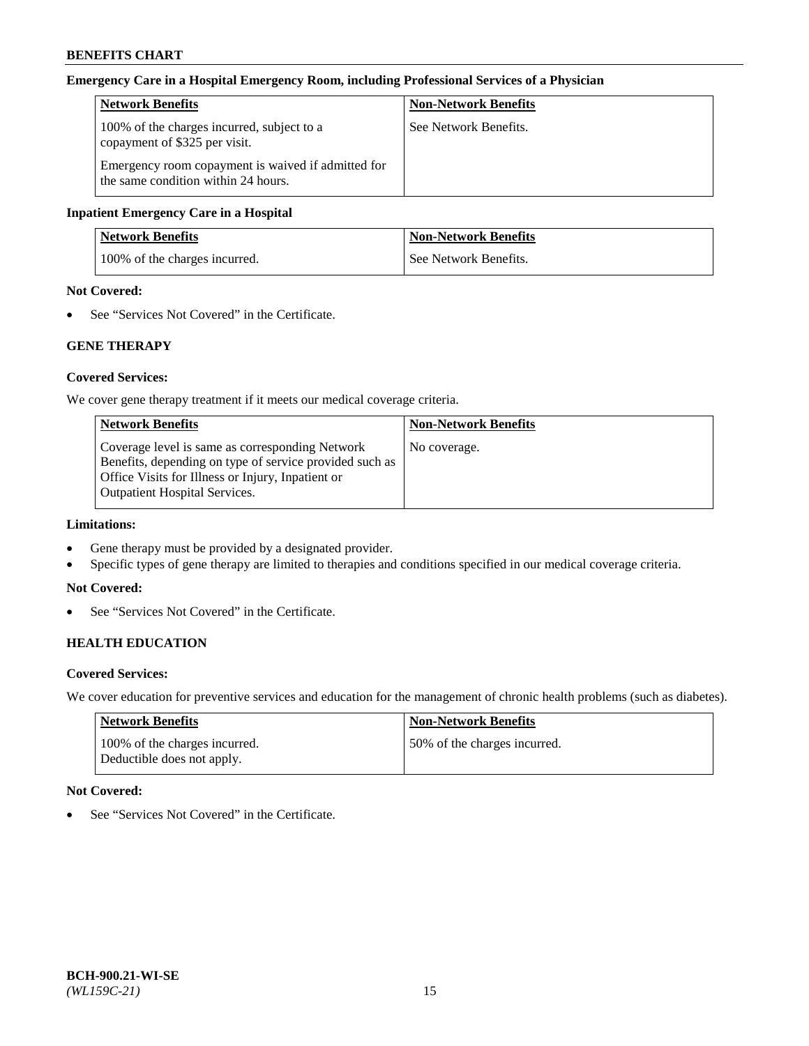**Emergency Care in a Hospital Emergency Room, including Professional Services of a Physician**

| Network Benefits | Non-Network Benefits |
| --- | --- |
| 100% of the charges incurred, subject to a copayment of $325 per visit.<br><br>Emergency room copayment is waived if admitted for the same condition within 24 hours. | See Network Benefits. |

**Inpatient Emergency Care in a Hospital**

| Network Benefits | Non-Network Benefits |
| --- | --- |
| 100% of the charges incurred. | See Network Benefits. |

**Not Covered:**

- See "Services Not Covered" in the Certificate.

### GENE THERAPY

**Covered Services:**

We cover gene therapy treatment if it meets our medical coverage criteria.

| Network Benefits | Non-Network Benefits |
| --- | --- |
| Coverage level is same as corresponding Network Benefits, depending on type of service provided such as Office Visits for Illness or Injury, Inpatient or Outpatient Hospital Services. | No coverage. |

**Limitations:**

- Gene therapy must be provided by a designated provider.
- Specific types of gene therapy are limited to therapies and conditions specified in our medical coverage criteria.

**Not Covered:**

- See "Services Not Covered" in the Certificate.

### HEALTH EDUCATION

**Covered Services:**

We cover education for preventive services and education for the management of chronic health problems (such as diabetes).

| Network Benefits | Non-Network Benefits |
| --- | --- |
| 100% of the charges incurred.<br>Deductible does not apply. | 50% of the charges incurred. |

**Not Covered:**

- See "Services Not Covered" in the Certificate.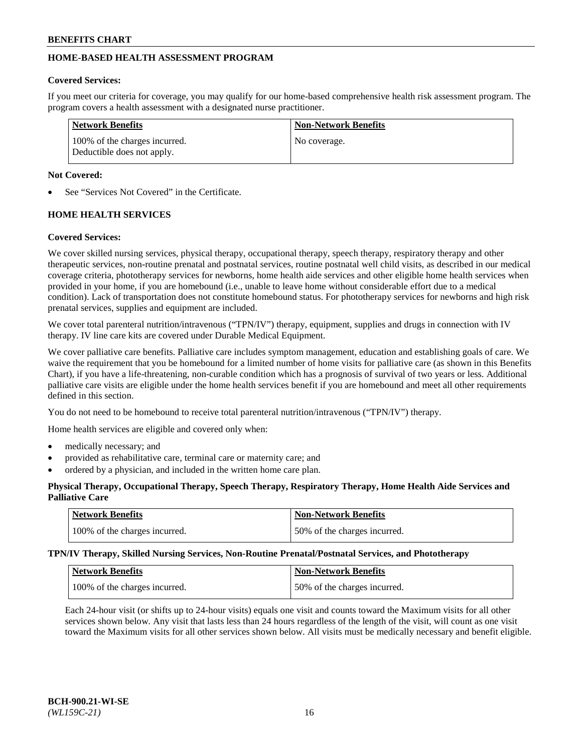## HOME-BASED HEALTH ASSESSMENT PROGRAM

**Covered Services:**

If you meet our criteria for coverage, you may qualify for our home-based comprehensive health risk assessment program. The program covers a health assessment with a designated nurse practitioner.

| Network Benefits | Non-Network Benefits |
|---|---|
| 100% of the charges incurred. Deductible does not apply. | No coverage. |

**Not Covered:**

- See "Services Not Covered" in the Certificate.

## HOME HEALTH SERVICES

**Covered Services:**

We cover skilled nursing services, physical therapy, occupational therapy, speech therapy, respiratory therapy and other therapeutic services, non-routine prenatal and postnatal services, routine postnatal well child visits, as described in our medical coverage criteria, phototherapy services for newborns, home health aide services and other eligible home health services when provided in your home, if you are homebound (i.e., unable to leave home without considerable effort due to a medical condition). Lack of transportation does not constitute homebound status. For phototherapy services for newborns and high risk prenatal services, supplies and equipment are included.

We cover total parenteral nutrition/intravenous ("TPN/IV") therapy, equipment, supplies and drugs in connection with IV therapy. IV line care kits are covered under Durable Medical Equipment.

We cover palliative care benefits. Palliative care includes symptom management, education and establishing goals of care. We waive the requirement that you be homebound for a limited number of home visits for palliative care (as shown in this Benefits Chart), if you have a life-threatening, non-curable condition which has a prognosis of survival of two years or less. Additional palliative care visits are eligible under the home health services benefit if you are homebound and meet all other requirements defined in this section.

You do not need to be homebound to receive total parenteral nutrition/intravenous ("TPN/IV") therapy.

Home health services are eligible and covered only when:

- medically necessary; and
- provided as rehabilitative care, terminal care or maternity care; and
- ordered by a physician, and included in the written home care plan.

**Physical Therapy, Occupational Therapy, Speech Therapy, Respiratory Therapy, Home Health Aide Services and Palliative Care**

| Network Benefits | Non-Network Benefits |
|---|---|
| 100% of the charges incurred. | 50% of the charges incurred. |

**TPN/IV Therapy, Skilled Nursing Services, Non-Routine Prenatal/Postnatal Services, and Phototherapy**

| Network Benefits | Non-Network Benefits |
|---|---|
| 100% of the charges incurred. | 50% of the charges incurred. |

Each 24-hour visit (or shifts up to 24-hour visits) equals one visit and counts toward the Maximum visits for all other services shown below. Any visit that lasts less than 24 hours regardless of the length of the visit, will count as one visit toward the Maximum visits for all other services shown below. All visits must be medically necessary and benefit eligible.

BCH-900.21-WI-SE
*(WL159C-21)*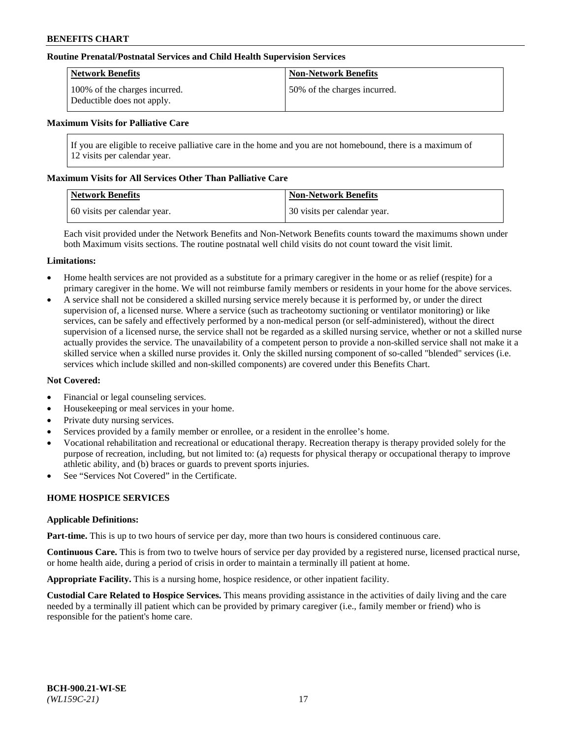**Routine Prenatal/Postnatal Services and Child Health Supervision Services**

| Network Benefits | Non-Network Benefits |
| --- | --- |
| 100% of the charges incurred. Deductible does not apply. | 50% of the charges incurred. |

**Maximum Visits for Palliative Care**

If you are eligible to receive palliative care in the home and you are not homebound, there is a maximum of 12 visits per calendar year.

**Maximum Visits for All Services Other Than Palliative Care**

| Network Benefits | Non-Network Benefits |
| --- | --- |
| 60 visits per calendar year. | 30 visits per calendar year. |

Each visit provided under the Network Benefits and Non-Network Benefits counts toward the maximums shown under both Maximum visits sections. The routine postnatal well child visits do not count toward the visit limit.

**Limitations:**

- Home health services are not provided as a substitute for a primary caregiver in the home or as relief (respite) for a primary caregiver in the home. We will not reimburse family members or residents in your home for the above services.
- A service shall not be considered a skilled nursing service merely because it is performed by, or under the direct supervision of, a licensed nurse. Where a service (such as tracheotomy suctioning or ventilator monitoring) or like services, can be safely and effectively performed by a non-medical person (or self-administered), without the direct supervision of a licensed nurse, the service shall not be regarded as a skilled nursing service, whether or not a skilled nurse actually provides the service. The unavailability of a competent person to provide a non-skilled service shall not make it a skilled service when a skilled nurse provides it. Only the skilled nursing component of so-called "blended" services (i.e. services which include skilled and non-skilled components) are covered under this Benefits Chart.

**Not Covered:**

- Financial or legal counseling services.
- Housekeeping or meal services in your home.
- Private duty nursing services.
- Services provided by a family member or enrollee, or a resident in the enrollee's home.
- Vocational rehabilitation and recreational or educational therapy. Recreation therapy is therapy provided solely for the purpose of recreation, including, but not limited to: (a) requests for physical therapy or occupational therapy to improve athletic ability, and (b) braces or guards to prevent sports injuries.
- See "Services Not Covered" in the Certificate.

## HOME HOSPICE SERVICES

**Applicable Definitions:**

**Part-time.** This is up to two hours of service per day, more than two hours is considered continuous care.

**Continuous Care.** This is from two to twelve hours of service per day provided by a registered nurse, licensed practical nurse, or home health aide, during a period of crisis in order to maintain a terminally ill patient at home.

**Appropriate Facility.** This is a nursing home, hospice residence, or other inpatient facility.

**Custodial Care Related to Hospice Services.** This means providing assistance in the activities of daily living and the care needed by a terminally ill patient which can be provided by primary caregiver (i.e., family member or friend) who is responsible for the patient's home care.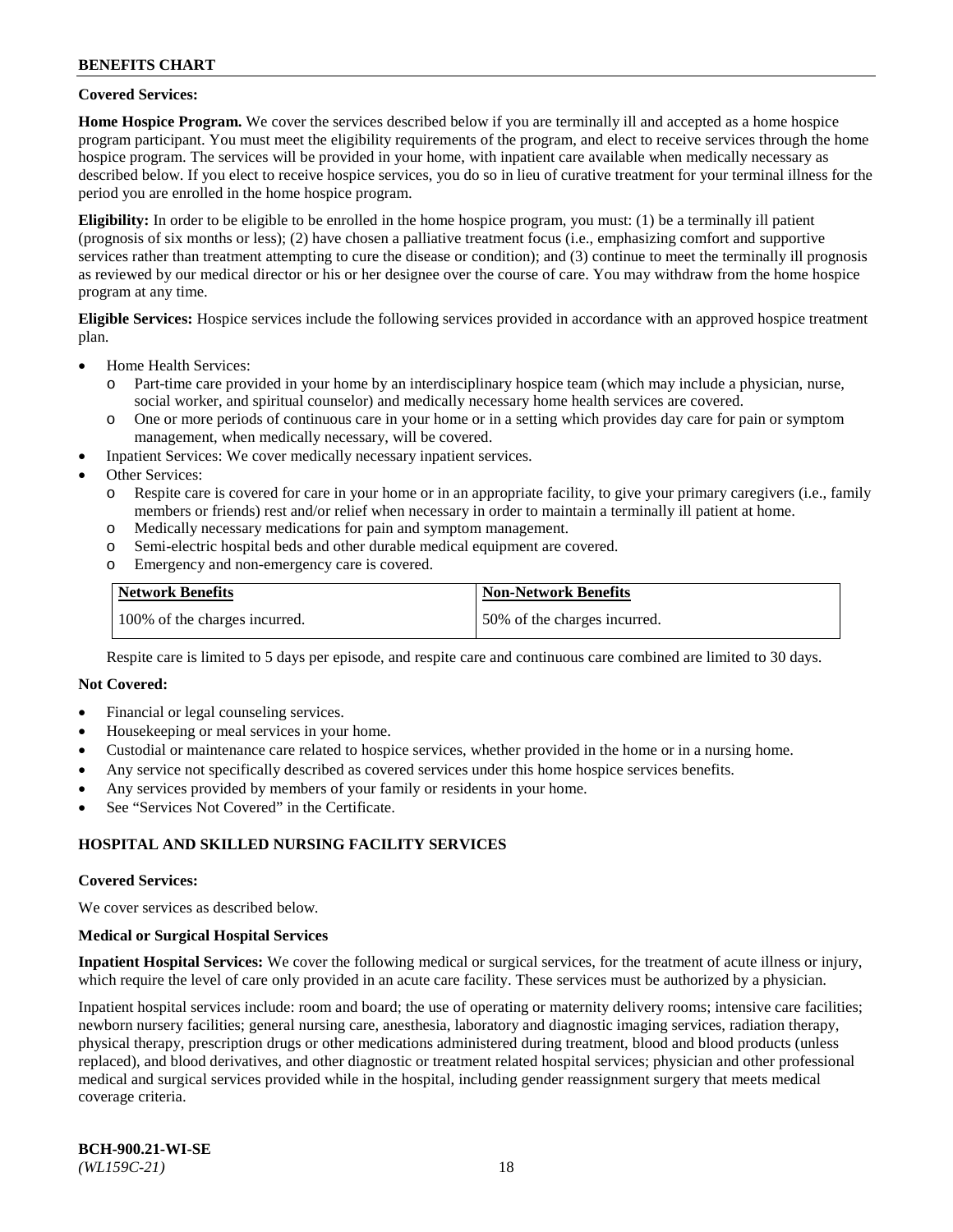**Covered Services:**

**Home Hospice Program.** We cover the services described below if you are terminally ill and accepted as a home hospice program participant. You must meet the eligibility requirements of the program, and elect to receive services through the home hospice program. The services will be provided in your home, with inpatient care available when medically necessary as described below. If you elect to receive hospice services, you do so in lieu of curative treatment for your terminal illness for the period you are enrolled in the home hospice program.

**Eligibility:** In order to be eligible to be enrolled in the home hospice program, you must: (1) be a terminally ill patient (prognosis of six months or less); (2) have chosen a palliative treatment focus (i.e., emphasizing comfort and supportive services rather than treatment attempting to cure the disease or condition); and (3) continue to meet the terminally ill prognosis as reviewed by our medical director or his or her designee over the course of care. You may withdraw from the home hospice program at any time.

**Eligible Services:** Hospice services include the following services provided in accordance with an approved hospice treatment plan.

- Home Health Services:
  - Part-time care provided in your home by an interdisciplinary hospice team (which may include a physician, nurse, social worker, and spiritual counselor) and medically necessary home health services are covered.
  - One or more periods of continuous care in your home or in a setting which provides day care for pain or symptom management, when medically necessary, will be covered.
- Inpatient Services: We cover medically necessary inpatient services.
- Other Services:
  - Respite care is covered for care in your home or in an appropriate facility, to give your primary caregivers (i.e., family members or friends) rest and/or relief when necessary in order to maintain a terminally ill patient at home.
  - Medically necessary medications for pain and symptom management.
  - Semi-electric hospital beds and other durable medical equipment are covered.
  - Emergency and non-emergency care is covered.

| Network Benefits | Non-Network Benefits |
|---|---|
| 100% of the charges incurred. | 50% of the charges incurred. |

Respite care is limited to 5 days per episode, and respite care and continuous care combined are limited to 30 days.

**Not Covered:**

- Financial or legal counseling services.
- Housekeeping or meal services in your home.
- Custodial or maintenance care related to hospice services, whether provided in the home or in a nursing home.
- Any service not specifically described as covered services under this home hospice services benefits.
- Any services provided by members of your family or residents in your home.
- See "Services Not Covered" in the Certificate.

## HOSPITAL AND SKILLED NURSING FACILITY SERVICES

**Covered Services:**

We cover services as described below.

**Medical or Surgical Hospital Services**

**Inpatient Hospital Services:** We cover the following medical or surgical services, for the treatment of acute illness or injury, which require the level of care only provided in an acute care facility. These services must be authorized by a physician.

Inpatient hospital services include: room and board; the use of operating or maternity delivery rooms; intensive care facilities; newborn nursery facilities; general nursing care, anesthesia, laboratory and diagnostic imaging services, radiation therapy, physical therapy, prescription drugs or other medications administered during treatment, blood and blood products (unless replaced), and blood derivatives, and other diagnostic or treatment related hospital services; physician and other professional medical and surgical services provided while in the hospital, including gender reassignment surgery that meets medical coverage criteria.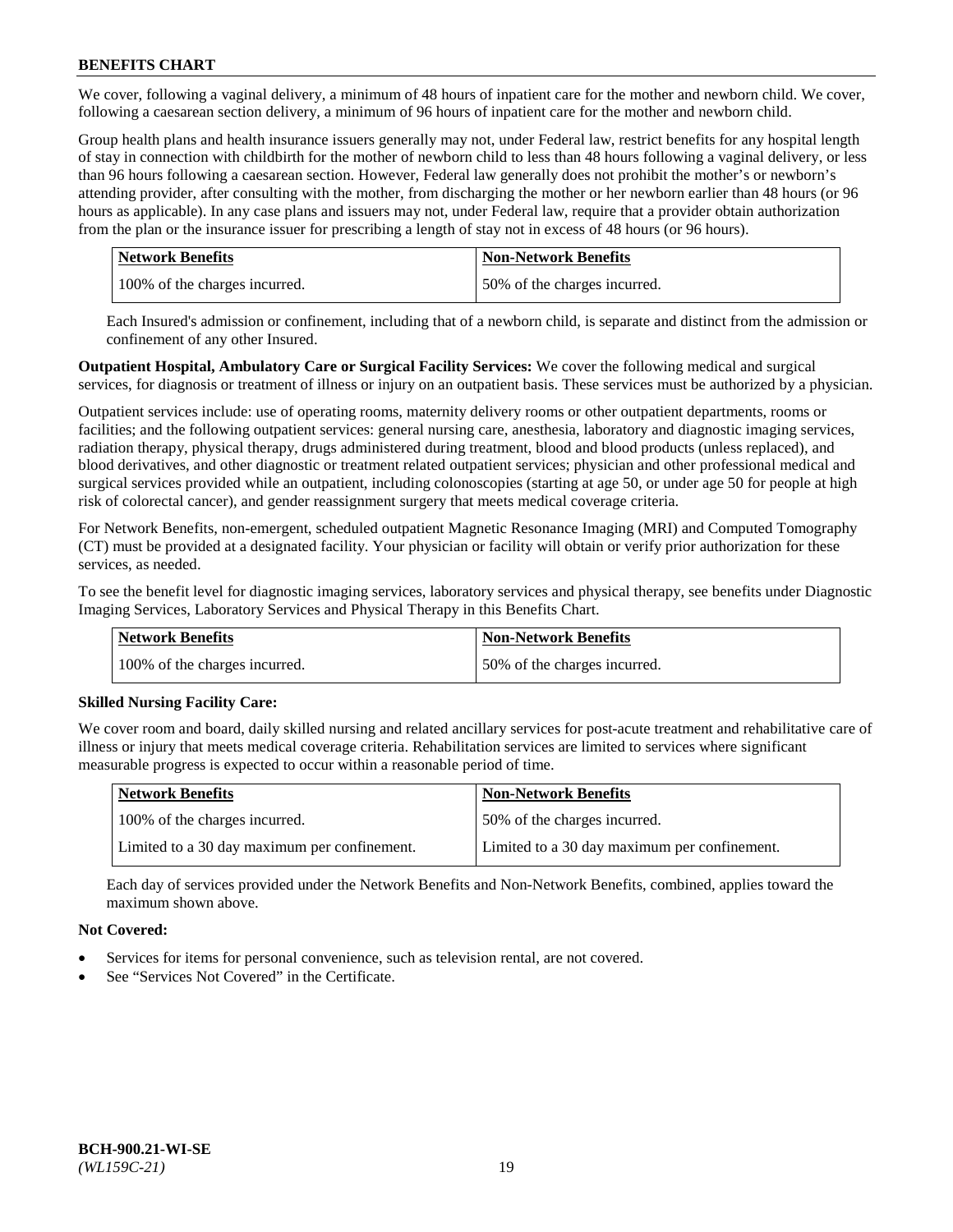We cover, following a vaginal delivery, a minimum of 48 hours of inpatient care for the mother and newborn child. We cover, following a caesarean section delivery, a minimum of 96 hours of inpatient care for the mother and newborn child.

Group health plans and health insurance issuers generally may not, under Federal law, restrict benefits for any hospital length of stay in connection with childbirth for the mother of newborn child to less than 48 hours following a vaginal delivery, or less than 96 hours following a caesarean section. However, Federal law generally does not prohibit the mother's or newborn's attending provider, after consulting with the mother, from discharging the mother or her newborn earlier than 48 hours (or 96 hours as applicable). In any case plans and issuers may not, under Federal law, require that a provider obtain authorization from the plan or the insurance issuer for prescribing a length of stay not in excess of 48 hours (or 96 hours).

| Network Benefits | Non-Network Benefits |
|---|---|
| 100% of the charges incurred. | 50% of the charges incurred. |

Each Insured's admission or confinement, including that of a newborn child, is separate and distinct from the admission or confinement of any other Insured.

**Outpatient Hospital, Ambulatory Care or Surgical Facility Services:** We cover the following medical and surgical services, for diagnosis or treatment of illness or injury on an outpatient basis. These services must be authorized by a physician.

Outpatient services include: use of operating rooms, maternity delivery rooms or other outpatient departments, rooms or facilities; and the following outpatient services: general nursing care, anesthesia, laboratory and diagnostic imaging services, radiation therapy, physical therapy, drugs administered during treatment, blood and blood products (unless replaced), and blood derivatives, and other diagnostic or treatment related outpatient services; physician and other professional medical and surgical services provided while an outpatient, including colonoscopies (starting at age 50, or under age 50 for people at high risk of colorectal cancer), and gender reassignment surgery that meets medical coverage criteria.

For Network Benefits, non-emergent, scheduled outpatient Magnetic Resonance Imaging (MRI) and Computed Tomography (CT) must be provided at a designated facility. Your physician or facility will obtain or verify prior authorization for these services, as needed.

To see the benefit level for diagnostic imaging services, laboratory services and physical therapy, see benefits under Diagnostic Imaging Services, Laboratory Services and Physical Therapy in this Benefits Chart.

| Network Benefits | Non-Network Benefits |
|---|---|
| 100% of the charges incurred. | 50% of the charges incurred. |

**Skilled Nursing Facility Care:**

We cover room and board, daily skilled nursing and related ancillary services for post-acute treatment and rehabilitative care of illness or injury that meets medical coverage criteria. Rehabilitation services are limited to services where significant measurable progress is expected to occur within a reasonable period of time.

| Network Benefits | Non-Network Benefits |
|---|---|
| 100% of the charges incurred. | 50% of the charges incurred. |
| Limited to a 30 day maximum per confinement. | Limited to a 30 day maximum per confinement. |

Each day of services provided under the Network Benefits and Non-Network Benefits, combined, applies toward the maximum shown above.

**Not Covered:**

- Services for items for personal convenience, such as television rental, are not covered.
- See "Services Not Covered" in the Certificate.

**BCH-900.21-WI-SE**
*(WL159C-21)*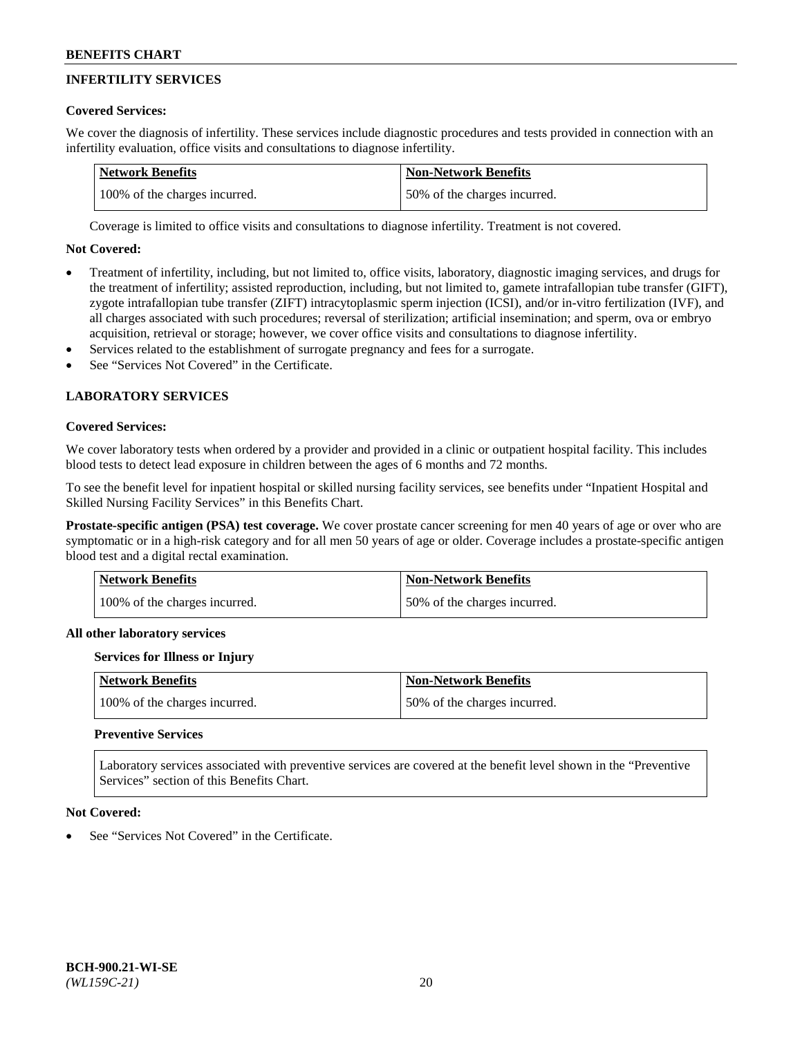## INFERTILITY SERVICES

**Covered Services:**

We cover the diagnosis of infertility. These services include diagnostic procedures and tests provided in connection with an infertility evaluation, office visits and consultations to diagnose infertility.

| Network Benefits | Non-Network Benefits |
|---|---|
| 100% of the charges incurred. | 50% of the charges incurred. |

Coverage is limited to office visits and consultations to diagnose infertility. Treatment is not covered.

**Not Covered:**

- Treatment of infertility, including, but not limited to, office visits, laboratory, diagnostic imaging services, and drugs for the treatment of infertility; assisted reproduction, including, but not limited to, gamete intrafallopian tube transfer (GIFT), zygote intrafallopian tube transfer (ZIFT) intracytoplasmic sperm injection (ICSI), and/or in-vitro fertilization (IVF), and all charges associated with such procedures; reversal of sterilization; artificial insemination; and sperm, ova or embryo acquisition, retrieval or storage; however, we cover office visits and consultations to diagnose infertility.
- Services related to the establishment of surrogate pregnancy and fees for a surrogate.
- See "Services Not Covered" in the Certificate.

## LABORATORY SERVICES

**Covered Services:**

We cover laboratory tests when ordered by a provider and provided in a clinic or outpatient hospital facility. This includes blood tests to detect lead exposure in children between the ages of 6 months and 72 months.

To see the benefit level for inpatient hospital or skilled nursing facility services, see benefits under "Inpatient Hospital and Skilled Nursing Facility Services" in this Benefits Chart.

**Prostate-specific antigen (PSA) test coverage.** We cover prostate cancer screening for men 40 years of age or over who are symptomatic or in a high-risk category and for all men 50 years of age or older. Coverage includes a prostate-specific antigen blood test and a digital rectal examination.

| Network Benefits | Non-Network Benefits |
|---|---|
| 100% of the charges incurred. | 50% of the charges incurred. |

**All other laboratory services**

**Services for Illness or Injury**

| Network Benefits | Non-Network Benefits |
|---|---|
| 100% of the charges incurred. | 50% of the charges incurred. |

**Preventive Services**

Laboratory services associated with preventive services are covered at the benefit level shown in the "Preventive Services" section of this Benefits Chart.

**Not Covered:**

- See "Services Not Covered" in the Certificate.

BCH-900.21-WI-SE
*(WL159C-21)*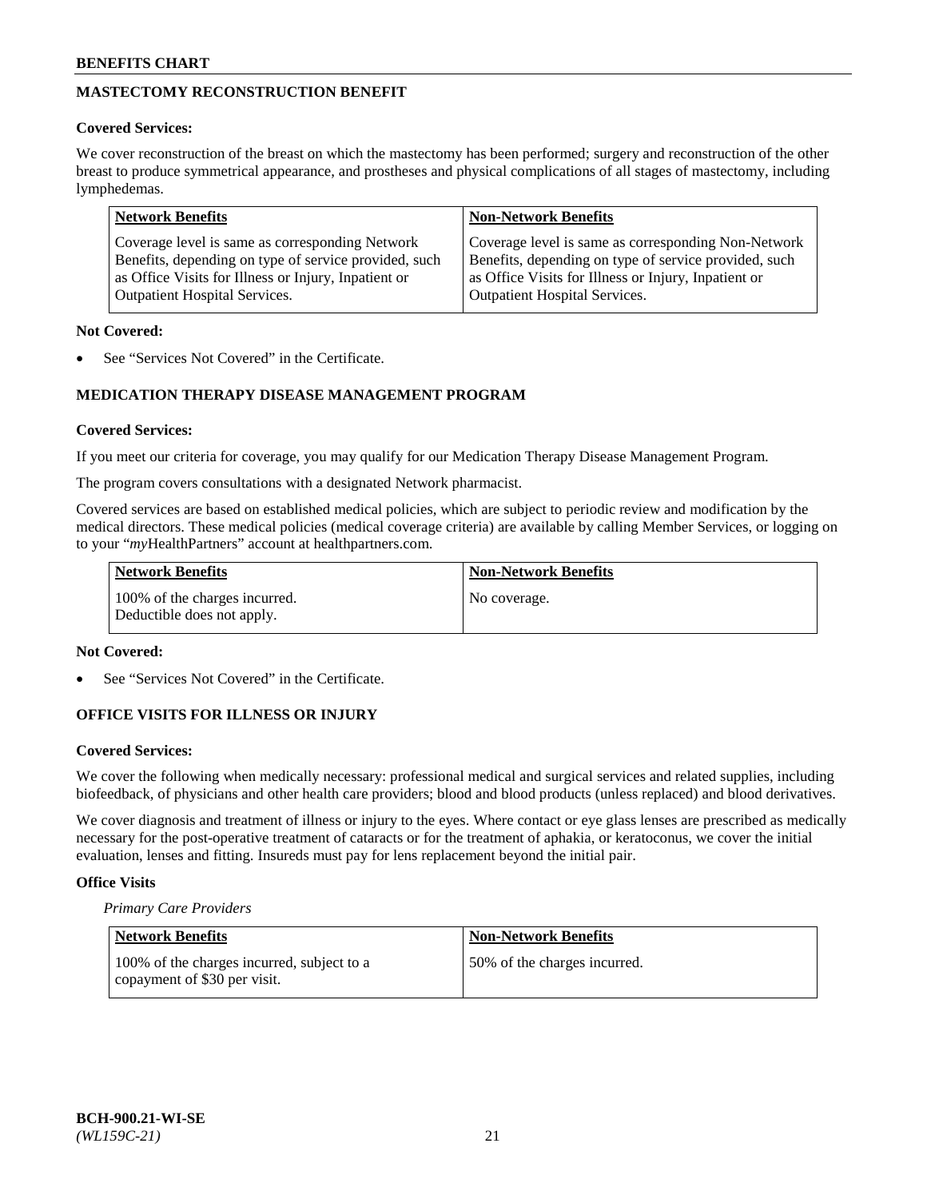## MASTECTOMY RECONSTRUCTION BENEFIT

**Covered Services:**

We cover reconstruction of the breast on which the mastectomy has been performed; surgery and reconstruction of the other breast to produce symmetrical appearance, and prostheses and physical complications of all stages of mastectomy, including lymphedemas.

| Network Benefits | Non-Network Benefits |
|---|---|
| Coverage level is same as corresponding Network Benefits, depending on type of service provided, such as Office Visits for Illness or Injury, Inpatient or Outpatient Hospital Services. | Coverage level is same as corresponding Non-Network Benefits, depending on type of service provided, such as Office Visits for Illness or Injury, Inpatient or Outpatient Hospital Services. |

**Not Covered:**

- See "Services Not Covered" in the Certificate.

## MEDICATION THERAPY DISEASE MANAGEMENT PROGRAM

**Covered Services:**

If you meet our criteria for coverage, you may qualify for our Medication Therapy Disease Management Program.

The program covers consultations with a designated Network pharmacist.

Covered services are based on established medical policies, which are subject to periodic review and modification by the medical directors. These medical policies (medical coverage criteria) are available by calling Member Services, or logging on to your "*my*HealthPartners" account at healthpartners.com.

| Network Benefits | Non-Network Benefits |
|---|---|
| 100% of the charges incurred. Deductible does not apply. | No coverage. |

**Not Covered:**

- See "Services Not Covered" in the Certificate.

## OFFICE VISITS FOR ILLNESS OR INJURY

**Covered Services:**

We cover the following when medically necessary: professional medical and surgical services and related supplies, including biofeedback, of physicians and other health care providers; blood and blood products (unless replaced) and blood derivatives.

We cover diagnosis and treatment of illness or injury to the eyes. Where contact or eye glass lenses are prescribed as medically necessary for the post-operative treatment of cataracts or for the treatment of aphakia, or keratoconus, we cover the initial evaluation, lenses and fitting. Insureds must pay for lens replacement beyond the initial pair.

**Office Visits**

*Primary Care Providers*

| Network Benefits | Non-Network Benefits |
|---|---|
| 100% of the charges incurred, subject to a copayment of $30 per visit. | 50% of the charges incurred. |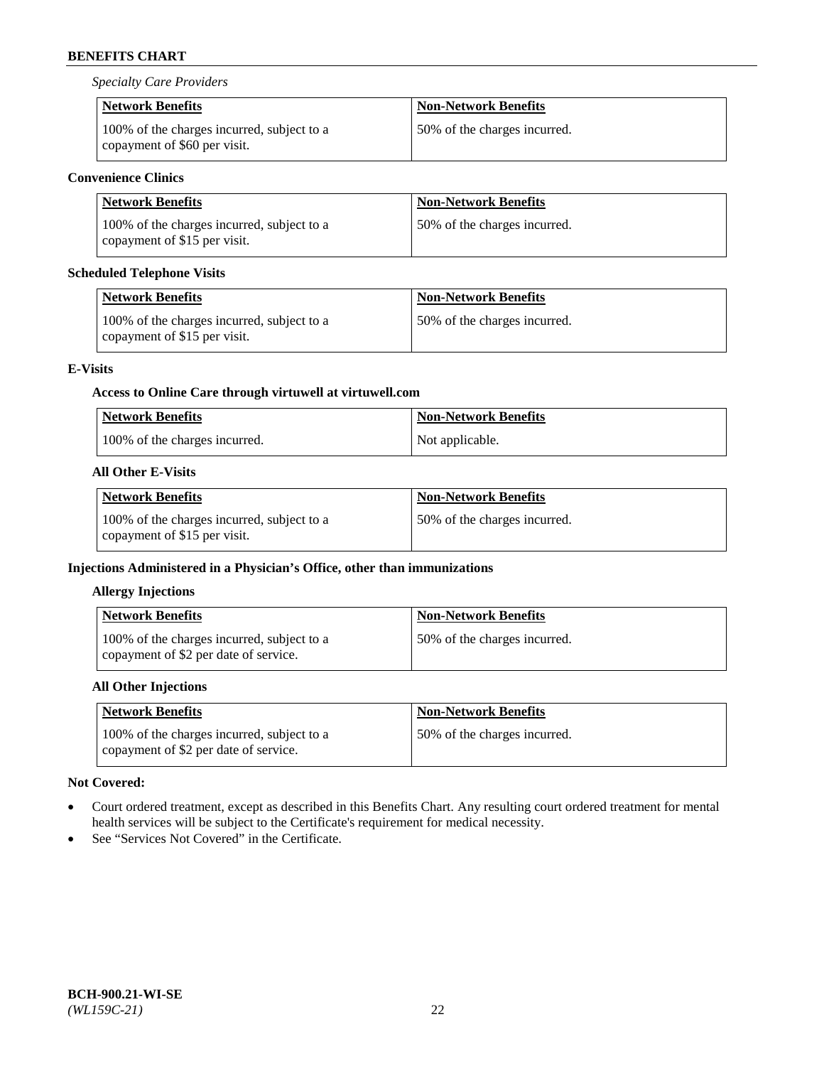*Specialty Care Providers*

| Network Benefits | Non-Network Benefits |
|---|---|
| 100% of the charges incurred, subject to a copayment of $60 per visit. | 50% of the charges incurred. |

**Convenience Clinics**

| Network Benefits | Non-Network Benefits |
|---|---|
| 100% of the charges incurred, subject to a copayment of $15 per visit. | 50% of the charges incurred. |

**Scheduled Telephone Visits**

| Network Benefits | Non-Network Benefits |
|---|---|
| 100% of the charges incurred, subject to a copayment of $15 per visit. | 50% of the charges incurred. |

**E-Visits**

**Access to Online Care through virtuwell at virtuwell.com**

| Network Benefits | Non-Network Benefits |
|---|---|
| 100% of the charges incurred. | Not applicable. |

**All Other E-Visits**

| Network Benefits | Non-Network Benefits |
|---|---|
| 100% of the charges incurred, subject to a copayment of $15 per visit. | 50% of the charges incurred. |

**Injections Administered in a Physician's Office, other than immunizations**

**Allergy Injections**

| Network Benefits | Non-Network Benefits |
|---|---|
| 100% of the charges incurred, subject to a copayment of $2 per date of service. | 50% of the charges incurred. |

**All Other Injections**

| Network Benefits | Non-Network Benefits |
|---|---|
| 100% of the charges incurred, subject to a copayment of $2 per date of service. | 50% of the charges incurred. |

**Not Covered:**

- Court ordered treatment, except as described in this Benefits Chart. Any resulting court ordered treatment for mental health services will be subject to the Certificate's requirement for medical necessity.
- See "Services Not Covered" in the Certificate.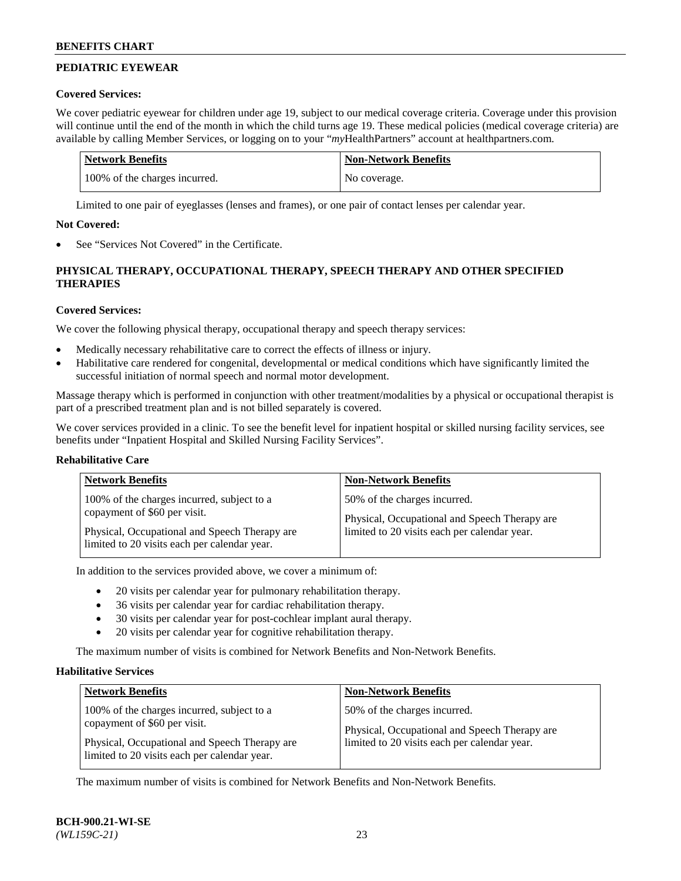## PEDIATRIC EYEWEAR

### Covered Services:

We cover pediatric eyewear for children under age 19, subject to our medical coverage criteria. Coverage under this provision will continue until the end of the month in which the child turns age 19. These medical policies (medical coverage criteria) are available by calling Member Services, or logging on to your "*my*HealthPartners" account at healthpartners.com.

| Network Benefits | Non-Network Benefits |
|---|---|
| 100% of the charges incurred. | No coverage. |

Limited to one pair of eyeglasses (lenses and frames), or one pair of contact lenses per calendar year.

### Not Covered:

- See "Services Not Covered" in the Certificate.

## PHYSICAL THERAPY, OCCUPATIONAL THERAPY, SPEECH THERAPY AND OTHER SPECIFIED THERAPIES

### Covered Services:

We cover the following physical therapy, occupational therapy and speech therapy services:

- Medically necessary rehabilitative care to correct the effects of illness or injury.
- Habilitative care rendered for congenital, developmental or medical conditions which have significantly limited the successful initiation of normal speech and normal motor development.

Massage therapy which is performed in conjunction with other treatment/modalities by a physical or occupational therapist is part of a prescribed treatment plan and is not billed separately is covered.

We cover services provided in a clinic. To see the benefit level for inpatient hospital or skilled nursing facility services, see benefits under "Inpatient Hospital and Skilled Nursing Facility Services".

### Rehabilitative Care

| Network Benefits | Non-Network Benefits |
|---|---|
| 100% of the charges incurred, subject to a copayment of $60 per visit.<br><br>Physical, Occupational and Speech Therapy are limited to 20 visits each per calendar year. | 50% of the charges incurred.<br><br>Physical, Occupational and Speech Therapy are limited to 20 visits each per calendar year. |

In addition to the services provided above, we cover a minimum of:

- 20 visits per calendar year for pulmonary rehabilitation therapy.
- 36 visits per calendar year for cardiac rehabilitation therapy.
- 30 visits per calendar year for post-cochlear implant aural therapy.
- 20 visits per calendar year for cognitive rehabilitation therapy.

The maximum number of visits is combined for Network Benefits and Non-Network Benefits.

### Habilitative Services

| Network Benefits | Non-Network Benefits |
|---|---|
| 100% of the charges incurred, subject to a copayment of $60 per visit.<br><br>Physical, Occupational and Speech Therapy are limited to 20 visits each per calendar year. | 50% of the charges incurred.<br><br>Physical, Occupational and Speech Therapy are limited to 20 visits each per calendar year. |

The maximum number of visits is combined for Network Benefits and Non-Network Benefits.

BCH-900.21-WI-SE
*(WL159C-21)*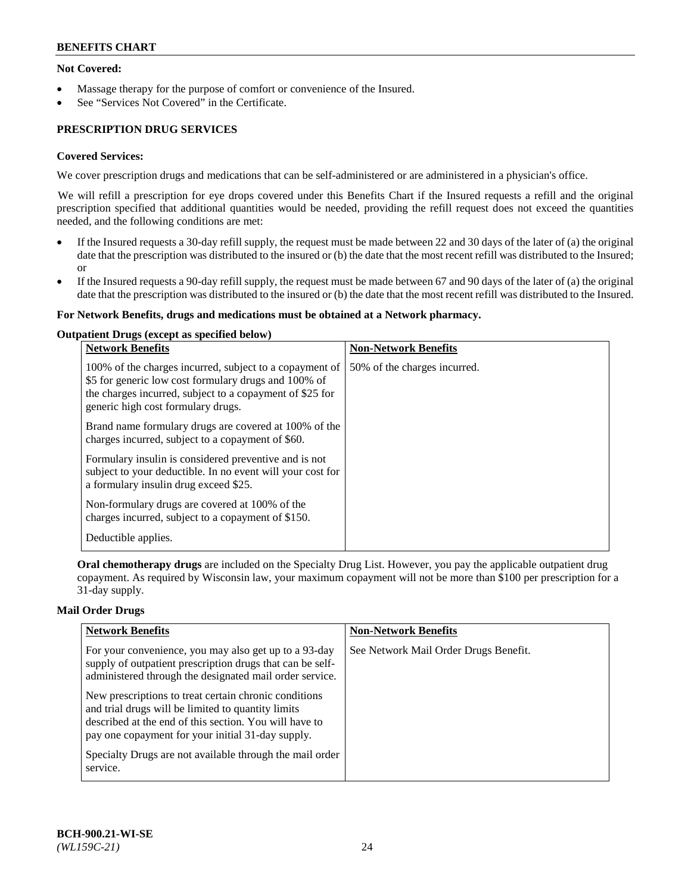**Not Covered:**

- Massage therapy for the purpose of comfort or convenience of the Insured.
- See "Services Not Covered" in the Certificate.

## PRESCRIPTION DRUG SERVICES

**Covered Services:**

We cover prescription drugs and medications that can be self-administered or are administered in a physician's office.

We will refill a prescription for eye drops covered under this Benefits Chart if the Insured requests a refill and the original prescription specified that additional quantities would be needed, providing the refill request does not exceed the quantities needed, and the following conditions are met:

- If the Insured requests a 30-day refill supply, the request must be made between 22 and 30 days of the later of (a) the original date that the prescription was distributed to the insured or (b) the date that the most recent refill was distributed to the Insured; or
- If the Insured requests a 90-day refill supply, the request must be made between 67 and 90 days of the later of (a) the original date that the prescription was distributed to the insured or (b) the date that the most recent refill was distributed to the Insured.

**For Network Benefits, drugs and medications must be obtained at a Network pharmacy.**

**Outpatient Drugs (except as specified below)**

| Network Benefits | Non-Network Benefits |
| --- | --- |
| 100% of the charges incurred, subject to a copayment of \$5 for generic low cost formulary drugs and 100% of the charges incurred, subject to a copayment of \$25 for generic high cost formulary drugs.<br><br>Brand name formulary drugs are covered at 100% of the charges incurred, subject to a copayment of \$60.<br><br>Formulary insulin is considered preventive and is not subject to your deductible. In no event will your cost for a formulary insulin drug exceed \$25.<br><br>Non-formulary drugs are covered at 100% of the charges incurred, subject to a copayment of \$150.<br><br>Deductible applies. | 50% of the charges incurred. |

**Oral chemotherapy drugs** are included on the Specialty Drug List. However, you pay the applicable outpatient drug copayment. As required by Wisconsin law, your maximum copayment will not be more than \$100 per prescription for a 31-day supply.

**Mail Order Drugs**

| Network Benefits | Non-Network Benefits |
| --- | --- |
| For your convenience, you may also get up to a 93-day supply of outpatient prescription drugs that can be self-administered through the designated mail order service.<br><br>New prescriptions to treat certain chronic conditions and trial drugs will be limited to quantity limits described at the end of this section. You will have to pay one copayment for your initial 31-day supply.<br><br>Specialty Drugs are not available through the mail order service. | See Network Mail Order Drugs Benefit. |

BCH-900.21-WI-SE
*(WL159C-21)*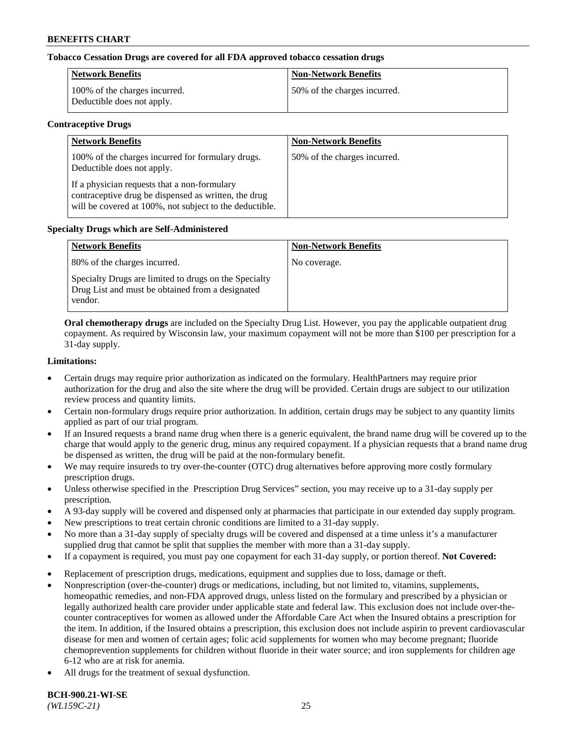**Tobacco Cessation Drugs are covered for all FDA approved tobacco cessation drugs**

| Network Benefits | Non-Network Benefits |
|---|---|
| 100% of the charges incurred. Deductible does not apply. | 50% of the charges incurred. |

**Contraceptive Drugs**

| Network Benefits | Non-Network Benefits |
|---|---|
| 100% of the charges incurred for formulary drugs. Deductible does not apply.<br><br>If a physician requests that a non-formulary contraceptive drug be dispensed as written, the drug will be covered at 100%, not subject to the deductible. | 50% of the charges incurred. |

**Specialty Drugs which are Self-Administered**

| Network Benefits | Non-Network Benefits |
|---|---|
| 80% of the charges incurred.<br><br>Specialty Drugs are limited to drugs on the Specialty Drug List and must be obtained from a designated vendor. | No coverage. |

**Oral chemotherapy drugs** are included on the Specialty Drug List. However, you pay the applicable outpatient drug copayment. As required by Wisconsin law, your maximum copayment will not be more than $100 per prescription for a 31-day supply.

**Limitations:**

- Certain drugs may require prior authorization as indicated on the formulary. HealthPartners may require prior authorization for the drug and also the site where the drug will be provided. Certain drugs are subject to our utilization review process and quantity limits.
- Certain non-formulary drugs require prior authorization. In addition, certain drugs may be subject to any quantity limits applied as part of our trial program.
- If an Insured requests a brand name drug when there is a generic equivalent, the brand name drug will be covered up to the charge that would apply to the generic drug, minus any required copayment. If a physician requests that a brand name drug be dispensed as written, the drug will be paid at the non-formulary benefit.
- We may require insureds to try over-the-counter (OTC) drug alternatives before approving more costly formulary prescription drugs.
- Unless otherwise specified in the Prescription Drug Services" section, you may receive up to a 31-day supply per prescription.
- A 93-day supply will be covered and dispensed only at pharmacies that participate in our extended day supply program.
- New prescriptions to treat certain chronic conditions are limited to a 31-day supply.
- No more than a 31-day supply of specialty drugs will be covered and dispensed at a time unless it's a manufacturer supplied drug that cannot be split that supplies the member with more than a 31-day supply.
- If a copayment is required, you must pay one copayment for each 31-day supply, or portion thereof.

**Not Covered:**

- Replacement of prescription drugs, medications, equipment and supplies due to loss, damage or theft.
- Nonprescription (over-the-counter) drugs or medications, including, but not limited to, vitamins, supplements, homeopathic remedies, and non-FDA approved drugs, unless listed on the formulary and prescribed by a physician or legally authorized health care provider under applicable state and federal law. This exclusion does not include over-the-counter contraceptives for women as allowed under the Affordable Care Act when the Insured obtains a prescription for the item. In addition, if the Insured obtains a prescription, this exclusion does not include aspirin to prevent cardiovascular disease for men and women of certain ages; folic acid supplements for women who may become pregnant; fluoride chemoprevention supplements for children without fluoride in their water source; and iron supplements for children age 6-12 who are at risk for anemia.
- All drugs for the treatment of sexual dysfunction.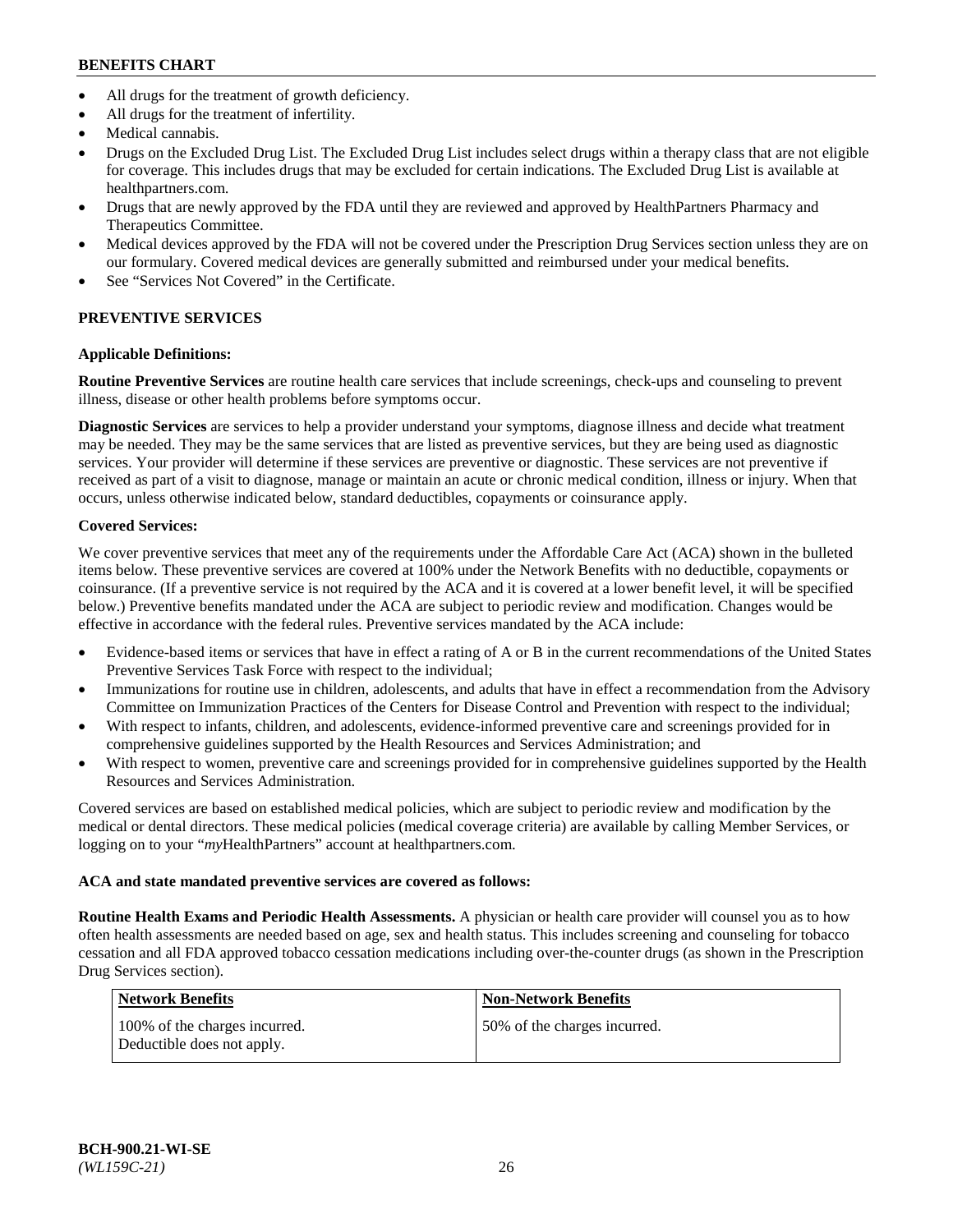- All drugs for the treatment of growth deficiency.
- All drugs for the treatment of infertility.
- Medical cannabis.
- Drugs on the Excluded Drug List. The Excluded Drug List includes select drugs within a therapy class that are not eligible for coverage. This includes drugs that may be excluded for certain indications. The Excluded Drug List is available at healthpartners.com.
- Drugs that are newly approved by the FDA until they are reviewed and approved by HealthPartners Pharmacy and Therapeutics Committee.
- Medical devices approved by the FDA will not be covered under the Prescription Drug Services section unless they are on our formulary. Covered medical devices are generally submitted and reimbursed under your medical benefits.
- See "Services Not Covered" in the Certificate.

## PREVENTIVE SERVICES

**Applicable Definitions:**

**Routine Preventive Services** are routine health care services that include screenings, check-ups and counseling to prevent illness, disease or other health problems before symptoms occur.

**Diagnostic Services** are services to help a provider understand your symptoms, diagnose illness and decide what treatment may be needed. They may be the same services that are listed as preventive services, but they are being used as diagnostic services. Your provider will determine if these services are preventive or diagnostic. These services are not preventive if received as part of a visit to diagnose, manage or maintain an acute or chronic medical condition, illness or injury. When that occurs, unless otherwise indicated below, standard deductibles, copayments or coinsurance apply.

**Covered Services:**

We cover preventive services that meet any of the requirements under the Affordable Care Act (ACA) shown in the bulleted items below. These preventive services are covered at 100% under the Network Benefits with no deductible, copayments or coinsurance. (If a preventive service is not required by the ACA and it is covered at a lower benefit level, it will be specified below.) Preventive benefits mandated under the ACA are subject to periodic review and modification. Changes would be effective in accordance with the federal rules. Preventive services mandated by the ACA include:

- Evidence-based items or services that have in effect a rating of A or B in the current recommendations of the United States Preventive Services Task Force with respect to the individual;
- Immunizations for routine use in children, adolescents, and adults that have in effect a recommendation from the Advisory Committee on Immunization Practices of the Centers for Disease Control and Prevention with respect to the individual;
- With respect to infants, children, and adolescents, evidence-informed preventive care and screenings provided for in comprehensive guidelines supported by the Health Resources and Services Administration; and
- With respect to women, preventive care and screenings provided for in comprehensive guidelines supported by the Health Resources and Services Administration.

Covered services are based on established medical policies, which are subject to periodic review and modification by the medical or dental directors. These medical policies (medical coverage criteria) are available by calling Member Services, or logging on to your "*my*HealthPartners" account at healthpartners.com.

**ACA and state mandated preventive services are covered as follows:**

**Routine Health Exams and Periodic Health Assessments.** A physician or health care provider will counsel you as to how often health assessments are needed based on age, sex and health status. This includes screening and counseling for tobacco cessation and all FDA approved tobacco cessation medications including over-the-counter drugs (as shown in the Prescription Drug Services section).

| Network Benefits | Non-Network Benefits |
|---|---|
| 100% of the charges incurred. Deductible does not apply. | 50% of the charges incurred. |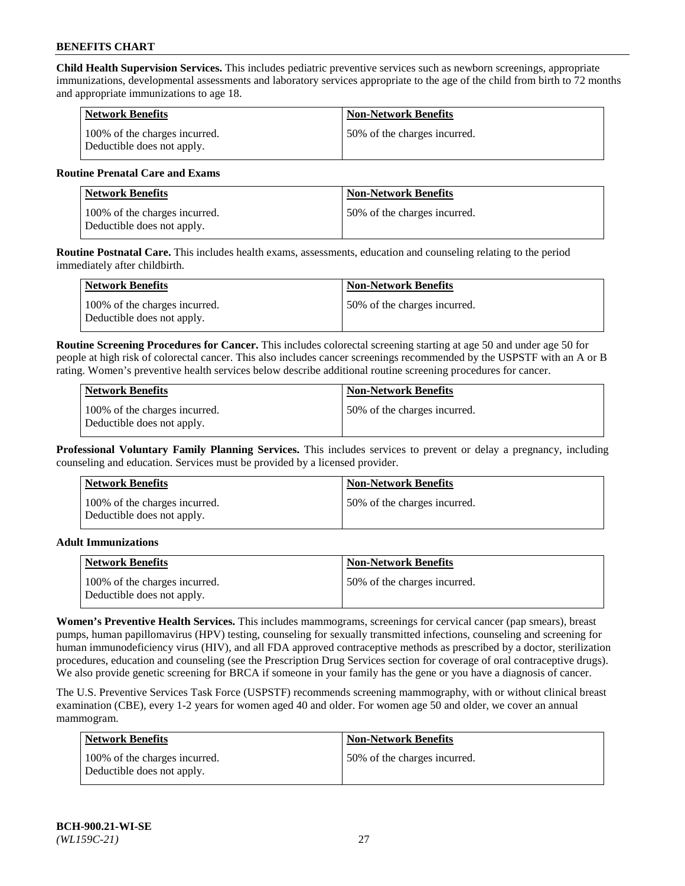**Child Health Supervision Services.** This includes pediatric preventive services such as newborn screenings, appropriate immunizations, developmental assessments and laboratory services appropriate to the age of the child from birth to 72 months and appropriate immunizations to age 18.

| Network Benefits | Non-Network Benefits |
| --- | --- |
| 100% of the charges incurred. Deductible does not apply. | 50% of the charges incurred. |

**Routine Prenatal Care and Exams**

| Network Benefits | Non-Network Benefits |
| --- | --- |
| 100% of the charges incurred. Deductible does not apply. | 50% of the charges incurred. |

**Routine Postnatal Care.** This includes health exams, assessments, education and counseling relating to the period immediately after childbirth.

| Network Benefits | Non-Network Benefits |
| --- | --- |
| 100% of the charges incurred. Deductible does not apply. | 50% of the charges incurred. |

**Routine Screening Procedures for Cancer.** This includes colorectal screening starting at age 50 and under age 50 for people at high risk of colorectal cancer. This also includes cancer screenings recommended by the USPSTF with an A or B rating. Women's preventive health services below describe additional routine screening procedures for cancer.

| Network Benefits | Non-Network Benefits |
| --- | --- |
| 100% of the charges incurred. Deductible does not apply. | 50% of the charges incurred. |

**Professional Voluntary Family Planning Services.** This includes services to prevent or delay a pregnancy, including counseling and education. Services must be provided by a licensed provider.

| Network Benefits | Non-Network Benefits |
| --- | --- |
| 100% of the charges incurred. Deductible does not apply. | 50% of the charges incurred. |

**Adult Immunizations**

| Network Benefits | Non-Network Benefits |
| --- | --- |
| 100% of the charges incurred. Deductible does not apply. | 50% of the charges incurred. |

**Women's Preventive Health Services.** This includes mammograms, screenings for cervical cancer (pap smears), breast pumps, human papillomavirus (HPV) testing, counseling for sexually transmitted infections, counseling and screening for human immunodeficiency virus (HIV), and all FDA approved contraceptive methods as prescribed by a doctor, sterilization procedures, education and counseling (see the Prescription Drug Services section for coverage of oral contraceptive drugs). We also provide genetic screening for BRCA if someone in your family has the gene or you have a diagnosis of cancer.

The U.S. Preventive Services Task Force (USPSTF) recommends screening mammography, with or without clinical breast examination (CBE), every 1-2 years for women aged 40 and older. For women age 50 and older, we cover an annual mammogram.

| Network Benefits | Non-Network Benefits |
| --- | --- |
| 100% of the charges incurred. Deductible does not apply. | 50% of the charges incurred. |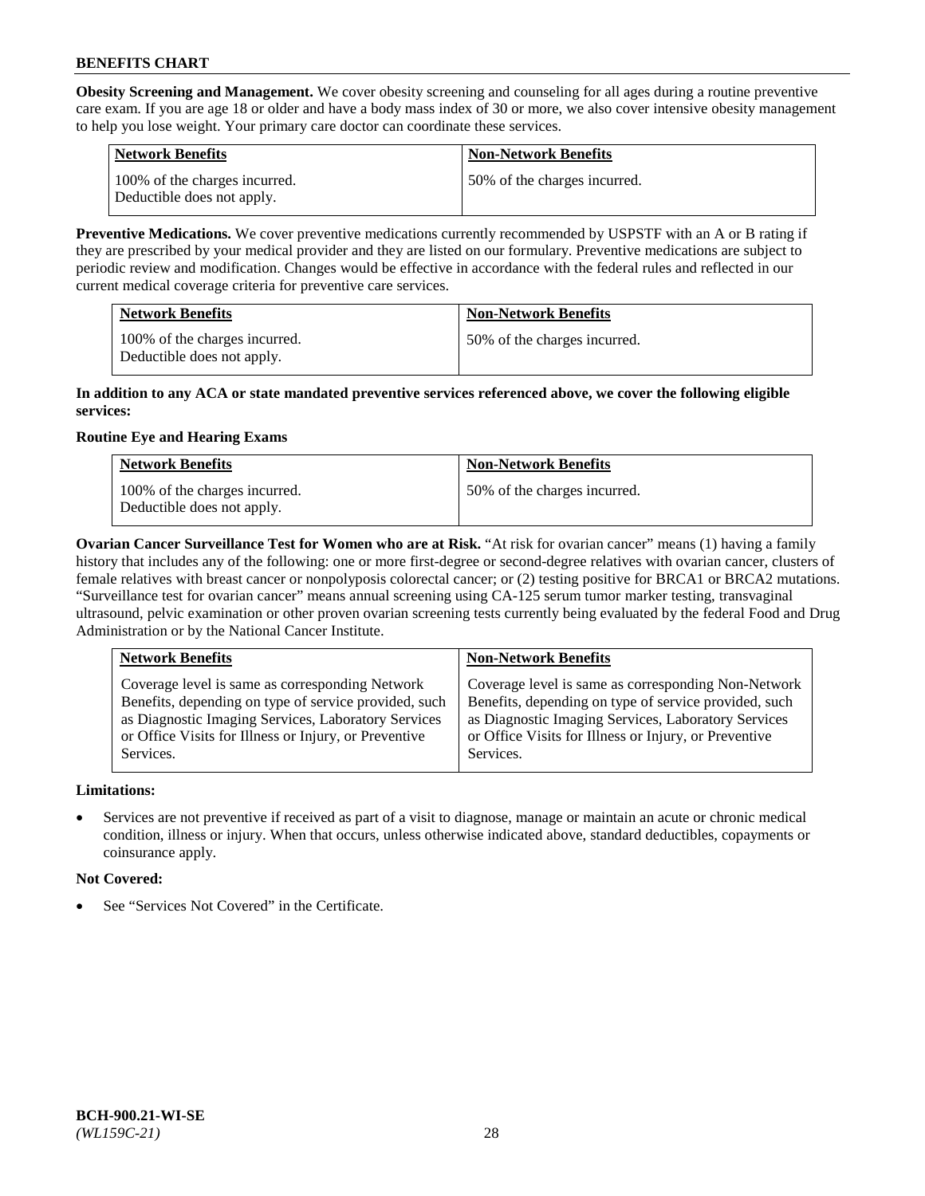**Obesity Screening and Management.** We cover obesity screening and counseling for all ages during a routine preventive care exam. If you are age 18 or older and have a body mass index of 30 or more, we also cover intensive obesity management to help you lose weight. Your primary care doctor can coordinate these services.

| Network Benefits | Non-Network Benefits |
|---|---|
| 100% of the charges incurred. Deductible does not apply. | 50% of the charges incurred. |

**Preventive Medications.** We cover preventive medications currently recommended by USPSTF with an A or B rating if they are prescribed by your medical provider and they are listed on our formulary. Preventive medications are subject to periodic review and modification. Changes would be effective in accordance with the federal rules and reflected in our current medical coverage criteria for preventive care services.

| Network Benefits | Non-Network Benefits |
|---|---|
| 100% of the charges incurred. Deductible does not apply. | 50% of the charges incurred. |

**In addition to any ACA or state mandated preventive services referenced above, we cover the following eligible services:**

**Routine Eye and Hearing Exams**

| Network Benefits | Non-Network Benefits |
|---|---|
| 100% of the charges incurred. Deductible does not apply. | 50% of the charges incurred. |

**Ovarian Cancer Surveillance Test for Women who are at Risk.** "At risk for ovarian cancer" means (1) having a family history that includes any of the following: one or more first-degree or second-degree relatives with ovarian cancer, clusters of female relatives with breast cancer or nonpolyposis colorectal cancer; or (2) testing positive for BRCA1 or BRCA2 mutations. "Surveillance test for ovarian cancer" means annual screening using CA-125 serum tumor marker testing, transvaginal ultrasound, pelvic examination or other proven ovarian screening tests currently being evaluated by the federal Food and Drug Administration or by the National Cancer Institute.

| Network Benefits | Non-Network Benefits |
|---|---|
| Coverage level is same as corresponding Network Benefits, depending on type of service provided, such as Diagnostic Imaging Services, Laboratory Services or Office Visits for Illness or Injury, or Preventive Services. | Coverage level is same as corresponding Non-Network Benefits, depending on type of service provided, such as Diagnostic Imaging Services, Laboratory Services or Office Visits for Illness or Injury, or Preventive Services. |

**Limitations:**

- Services are not preventive if received as part of a visit to diagnose, manage or maintain an acute or chronic medical condition, illness or injury. When that occurs, unless otherwise indicated above, standard deductibles, copayments or coinsurance apply.

**Not Covered:**

- See "Services Not Covered" in the Certificate.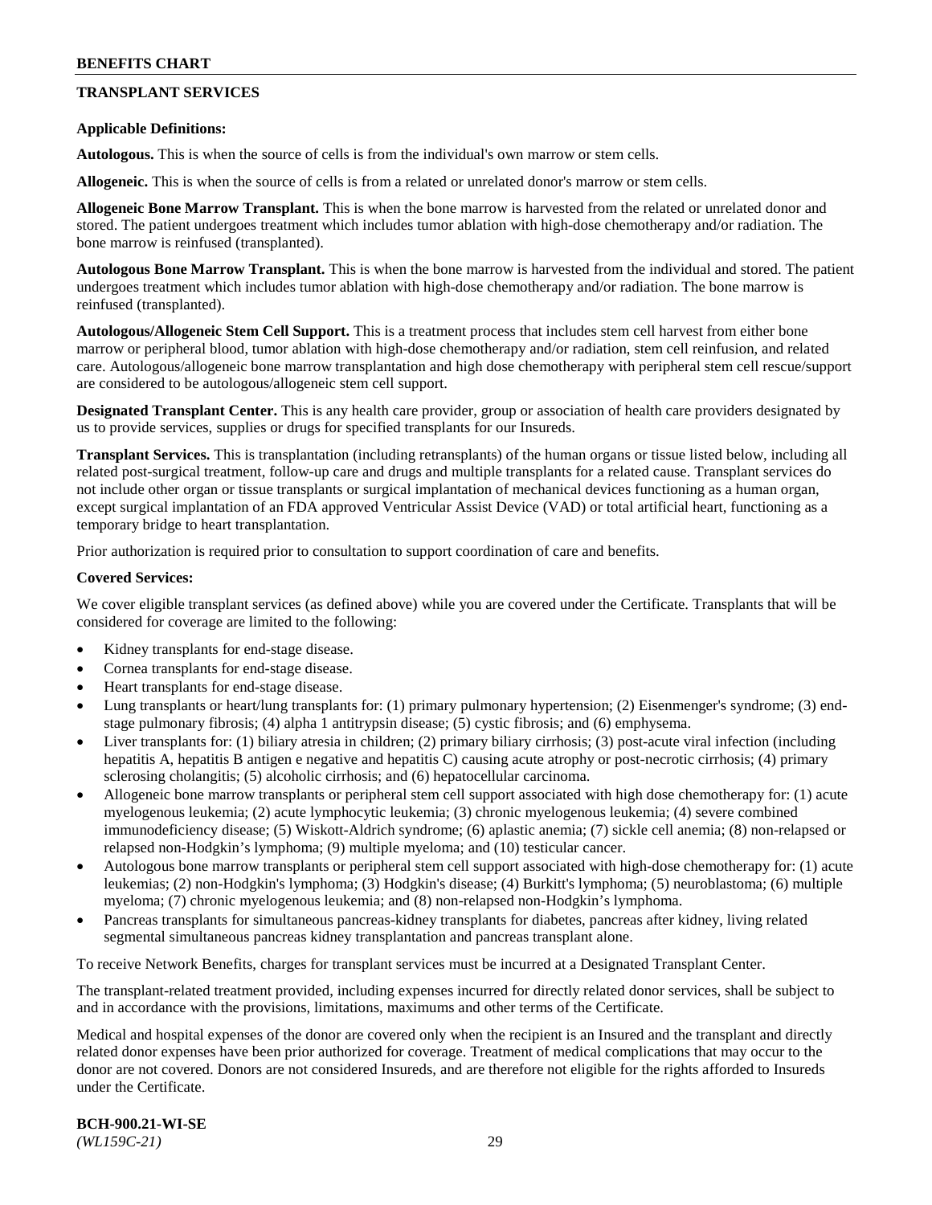## TRANSPLANT SERVICES

**Applicable Definitions:**

**Autologous.** This is when the source of cells is from the individual's own marrow or stem cells.

**Allogeneic.** This is when the source of cells is from a related or unrelated donor's marrow or stem cells.

**Allogeneic Bone Marrow Transplant.** This is when the bone marrow is harvested from the related or unrelated donor and stored. The patient undergoes treatment which includes tumor ablation with high-dose chemotherapy and/or radiation. The bone marrow is reinfused (transplanted).

**Autologous Bone Marrow Transplant.** This is when the bone marrow is harvested from the individual and stored. The patient undergoes treatment which includes tumor ablation with high-dose chemotherapy and/or radiation. The bone marrow is reinfused (transplanted).

**Autologous/Allogeneic Stem Cell Support.** This is a treatment process that includes stem cell harvest from either bone marrow or peripheral blood, tumor ablation with high-dose chemotherapy and/or radiation, stem cell reinfusion, and related care. Autologous/allogeneic bone marrow transplantation and high dose chemotherapy with peripheral stem cell rescue/support are considered to be autologous/allogeneic stem cell support.

**Designated Transplant Center.** This is any health care provider, group or association of health care providers designated by us to provide services, supplies or drugs for specified transplants for our Insureds.

**Transplant Services.** This is transplantation (including retransplants) of the human organs or tissue listed below, including all related post-surgical treatment, follow-up care and drugs and multiple transplants for a related cause. Transplant services do not include other organ or tissue transplants or surgical implantation of mechanical devices functioning as a human organ, except surgical implantation of an FDA approved Ventricular Assist Device (VAD) or total artificial heart, functioning as a temporary bridge to heart transplantation.

Prior authorization is required prior to consultation to support coordination of care and benefits.

**Covered Services:**

We cover eligible transplant services (as defined above) while you are covered under the Certificate. Transplants that will be considered for coverage are limited to the following:

- Kidney transplants for end-stage disease.
- Cornea transplants for end-stage disease.
- Heart transplants for end-stage disease.
- Lung transplants or heart/lung transplants for: (1) primary pulmonary hypertension; (2) Eisenmenger's syndrome; (3) end-stage pulmonary fibrosis; (4) alpha 1 antitrypsin disease; (5) cystic fibrosis; and (6) emphysema.
- Liver transplants for: (1) biliary atresia in children; (2) primary biliary cirrhosis; (3) post-acute viral infection (including hepatitis A, hepatitis B antigen e negative and hepatitis C) causing acute atrophy or post-necrotic cirrhosis; (4) primary sclerosing cholangitis; (5) alcoholic cirrhosis; and (6) hepatocellular carcinoma.
- Allogeneic bone marrow transplants or peripheral stem cell support associated with high dose chemotherapy for: (1) acute myelogenous leukemia; (2) acute lymphocytic leukemia; (3) chronic myelogenous leukemia; (4) severe combined immunodeficiency disease; (5) Wiskott-Aldrich syndrome; (6) aplastic anemia; (7) sickle cell anemia; (8) non-relapsed or relapsed non-Hodgkin's lymphoma; (9) multiple myeloma; and (10) testicular cancer.
- Autologous bone marrow transplants or peripheral stem cell support associated with high-dose chemotherapy for: (1) acute leukemias; (2) non-Hodgkin's lymphoma; (3) Hodgkin's disease; (4) Burkitt's lymphoma; (5) neuroblastoma; (6) multiple myeloma; (7) chronic myelogenous leukemia; and (8) non-relapsed non-Hodgkin's lymphoma.
- Pancreas transplants for simultaneous pancreas-kidney transplants for diabetes, pancreas after kidney, living related segmental simultaneous pancreas kidney transplantation and pancreas transplant alone.

To receive Network Benefits, charges for transplant services must be incurred at a Designated Transplant Center.

The transplant-related treatment provided, including expenses incurred for directly related donor services, shall be subject to and in accordance with the provisions, limitations, maximums and other terms of the Certificate.

Medical and hospital expenses of the donor are covered only when the recipient is an Insured and the transplant and directly related donor expenses have been prior authorized for coverage. Treatment of medical complications that may occur to the donor are not covered. Donors are not considered Insureds, and are therefore not eligible for the rights afforded to Insureds under the Certificate.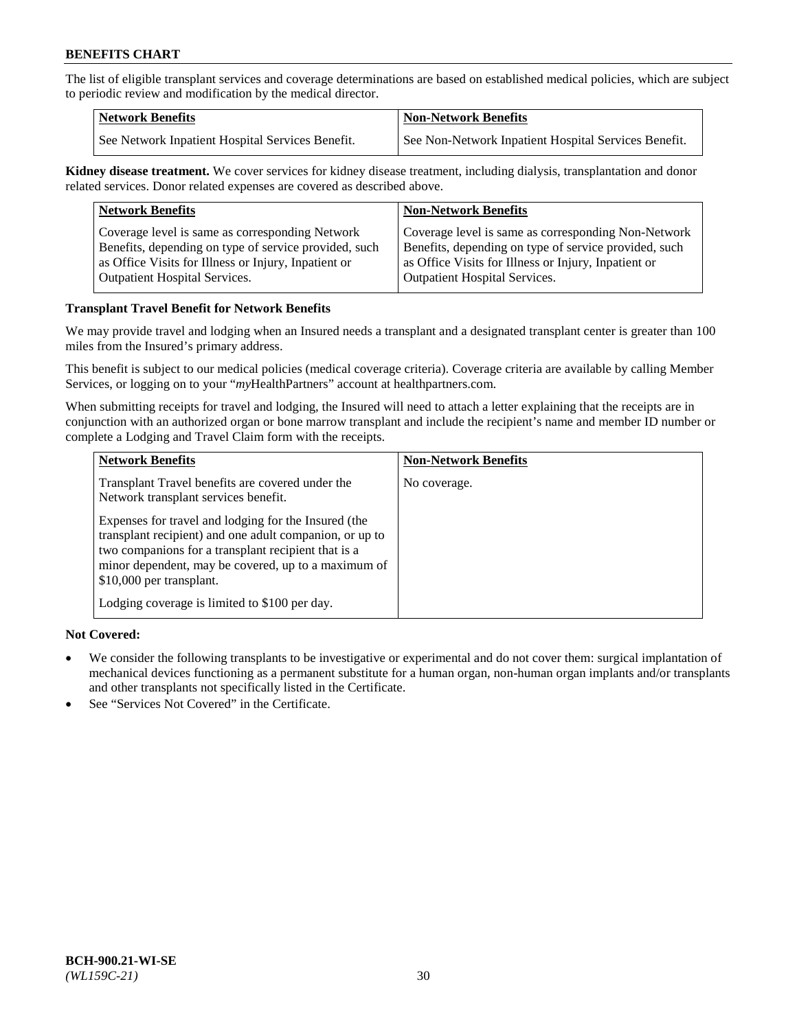The list of eligible transplant services and coverage determinations are based on established medical policies, which are subject to periodic review and modification by the medical director.

| Network Benefits | Non-Network Benefits |
| --- | --- |
| See Network Inpatient Hospital Services Benefit. | See Non-Network Inpatient Hospital Services Benefit. |

**Kidney disease treatment.** We cover services for kidney disease treatment, including dialysis, transplantation and donor related services. Donor related expenses are covered as described above.

| Network Benefits | Non-Network Benefits |
| --- | --- |
| Coverage level is same as corresponding Network Benefits, depending on type of service provided, such as Office Visits for Illness or Injury, Inpatient or Outpatient Hospital Services. | Coverage level is same as corresponding Non-Network Benefits, depending on type of service provided, such as Office Visits for Illness or Injury, Inpatient or Outpatient Hospital Services. |

**Transplant Travel Benefit for Network Benefits**

We may provide travel and lodging when an Insured needs a transplant and a designated transplant center is greater than 100 miles from the Insured's primary address.

This benefit is subject to our medical policies (medical coverage criteria). Coverage criteria are available by calling Member Services, or logging on to your "*my*HealthPartners" account at healthpartners.com.

When submitting receipts for travel and lodging, the Insured will need to attach a letter explaining that the receipts are in conjunction with an authorized organ or bone marrow transplant and include the recipient's name and member ID number or complete a Lodging and Travel Claim form with the receipts.

| Network Benefits | Non-Network Benefits |
| --- | --- |
| Transplant Travel benefits are covered under the Network transplant services benefit.<br><br>Expenses for travel and lodging for the Insured (the transplant recipient) and one adult companion, or up to two companions for a transplant recipient that is a minor dependent, may be covered, up to a maximum of $10,000 per transplant.<br><br>Lodging coverage is limited to $100 per day. | No coverage. |

**Not Covered:**

- We consider the following transplants to be investigative or experimental and do not cover them: surgical implantation of mechanical devices functioning as a permanent substitute for a human organ, non-human organ implants and/or transplants and other transplants not specifically listed in the Certificate.
- See "Services Not Covered" in the Certificate.